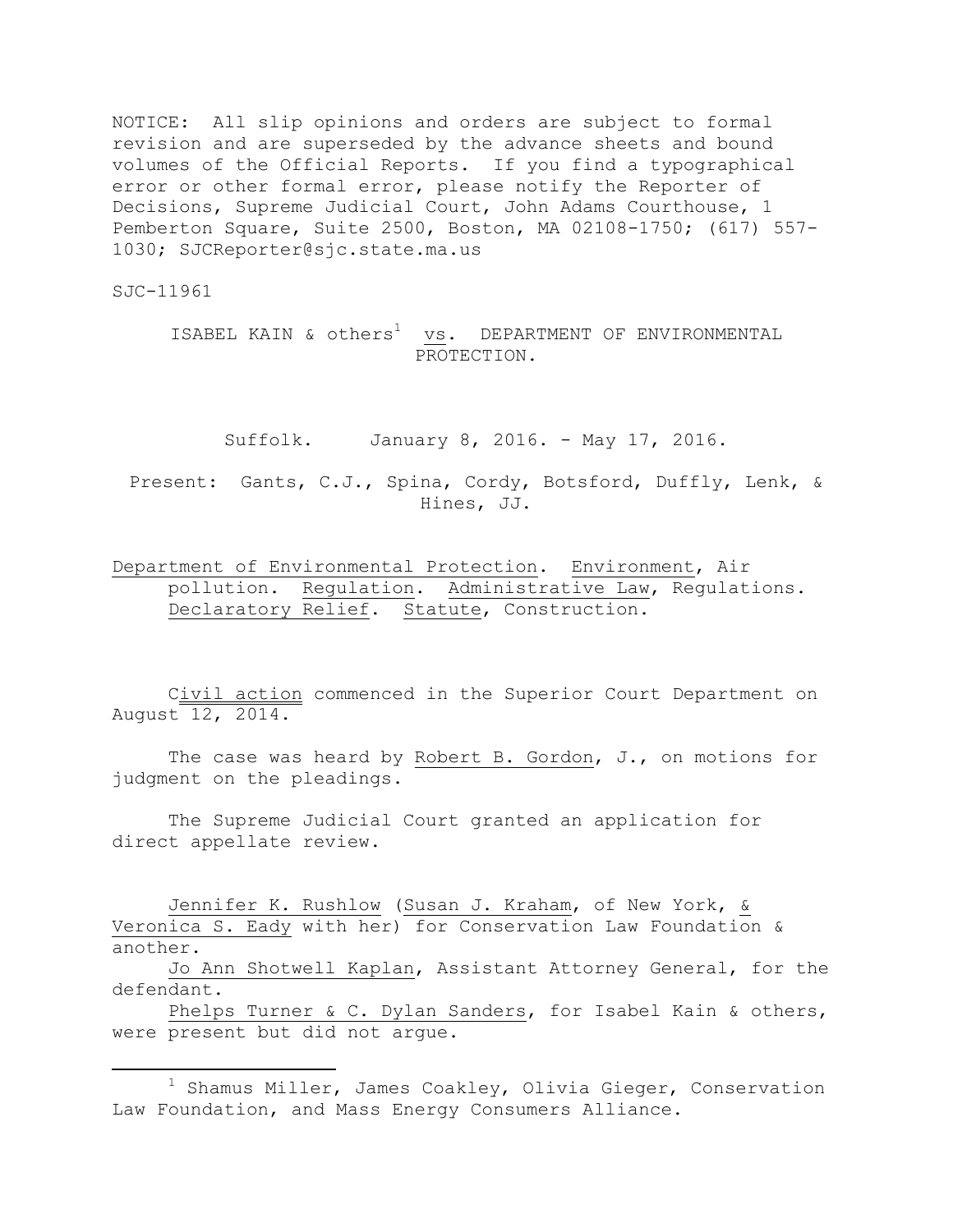NOTICE: All slip opinions and orders are subject to formal revision and are superseded by the advance sheets and bound volumes of the Official Reports. If you find a typographical error or other formal error, please notify the Reporter of Decisions, Supreme Judicial Court, John Adams Courthouse, 1 Pemberton Square, Suite 2500, Boston, MA 02108-1750; (617) 557-1030; SJCReporter@sjc.state.ma.us

SJC-11961

ISABEL KAIN & others[1] vs. DEPARTMENT OF ENVIRONMENTAL PROTECTION.

Suffolk. January 8, 2016. - May 17, 2016.

Present: Gants, C.J., Spina, Cordy, Botsford, Duffly, Lenk, & Hines, JJ.

Department of Environmental Protection. Environment, Air pollution. Regulation. Administrative Law, Regulations. Declaratory Relief. Statute, Construction.

Civil action commenced in the Superior Court Department on August 12, 2014.

The case was heard by Robert B. Gordon, J., on motions for judgment on the pleadings.

The Supreme Judicial Court granted an application for direct appellate review.

Jennifer K. Rushlow (Susan J. Kraham, of New York, & Veronica S. Eady with her) for Conservation Law Foundation & another.

Jo Ann Shotwell Kaplan, Assistant Attorney General, for the defendant.

Phelps Turner & C. Dylan Sanders, for Isabel Kain & others, were present but did not argue.

---

[1] Shamus Miller, James Coakley, Olivia Gieger, Conservation Law Foundation, and Mass Energy Consumers Alliance.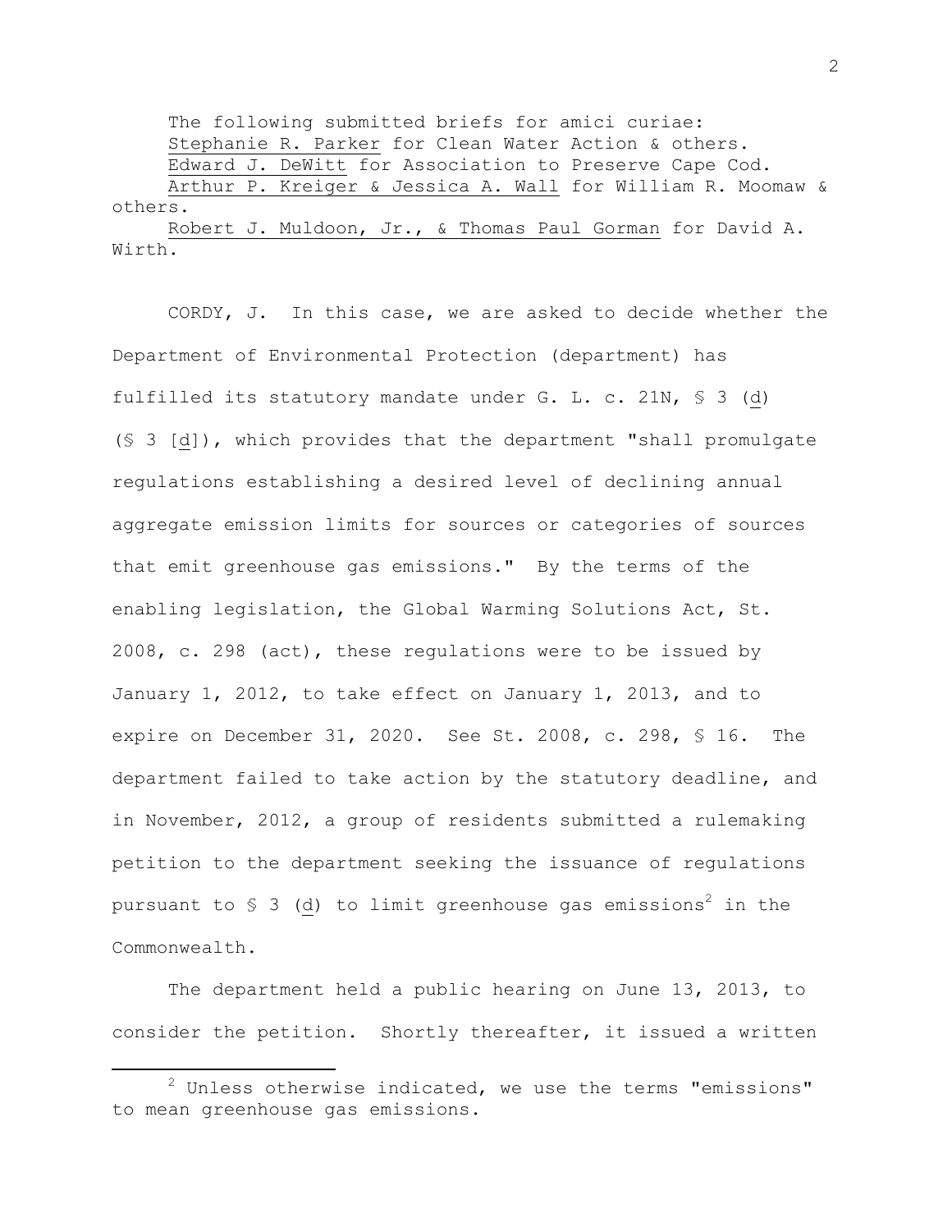The following submitted briefs for amici curiae:

Stephanie R. Parker for Clean Water Action & others.

Edward J. DeWitt for Association to Preserve Cape Cod.

Arthur P. Kreiger & Jessica A. Wall for William R. Moomaw & others.

Robert J. Muldoon, Jr., & Thomas Paul Gorman for David A. Wirth.

CORDY, J. In this case, we are asked to decide whether the Department of Environmental Protection (department) has fulfilled its statutory mandate under G. L. c. 21N, § 3 (d) (§ 3 [d]), which provides that the department "shall promulgate regulations establishing a desired level of declining annual aggregate emission limits for sources or categories of sources that emit greenhouse gas emissions." By the terms of the enabling legislation, the Global Warming Solutions Act, St. 2008, c. 298 (act), these regulations were to be issued by January 1, 2012, to take effect on January 1, 2013, and to expire on December 31, 2020. See St. 2008, c. 298, § 16. The department failed to take action by the statutory deadline, and in November, 2012, a group of residents submitted a rulemaking petition to the department seeking the issuance of regulations pursuant to § 3 (d) to limit greenhouse gas emissions[2] in the Commonwealth.

The department held a public hearing on June 13, 2013, to consider the petition. Shortly thereafter, it issued a written

[2] Unless otherwise indicated, we use the terms "emissions" to mean greenhouse gas emissions.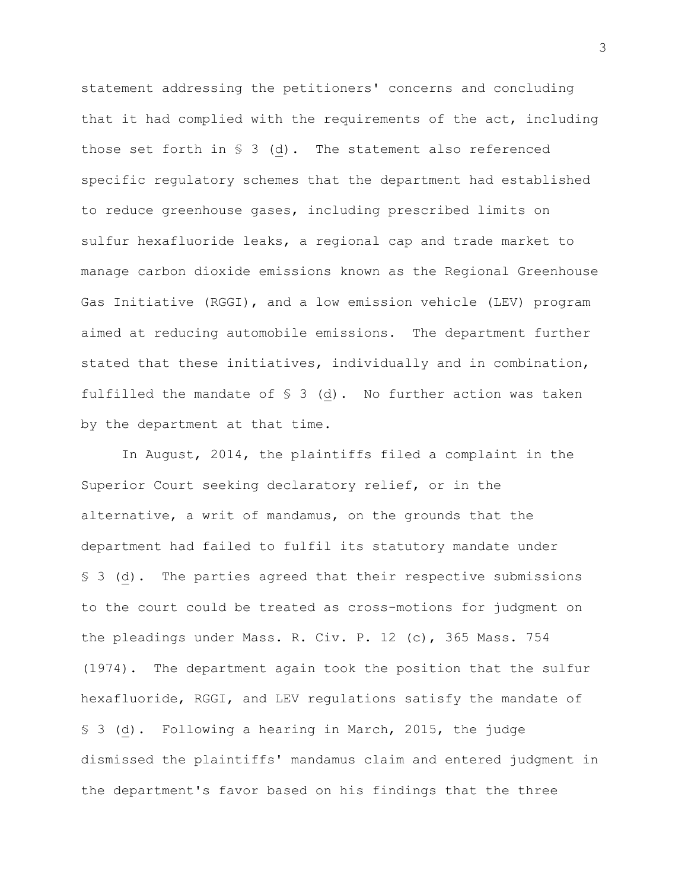statement addressing the petitioners' concerns and concluding that it had complied with the requirements of the act, including those set forth in § 3 (d). The statement also referenced specific regulatory schemes that the department had established to reduce greenhouse gases, including prescribed limits on sulfur hexafluoride leaks, a regional cap and trade market to manage carbon dioxide emissions known as the Regional Greenhouse Gas Initiative (RGGI), and a low emission vehicle (LEV) program aimed at reducing automobile emissions. The department further stated that these initiatives, individually and in combination, fulfilled the mandate of § 3 (d). No further action was taken by the department at that time.

In August, 2014, the plaintiffs filed a complaint in the Superior Court seeking declaratory relief, or in the alternative, a writ of mandamus, on the grounds that the department had failed to fulfil its statutory mandate under § 3 (d). The parties agreed that their respective submissions to the court could be treated as cross-motions for judgment on the pleadings under Mass. R. Civ. P. 12 (c), 365 Mass. 754 (1974). The department again took the position that the sulfur hexafluoride, RGGI, and LEV regulations satisfy the mandate of § 3 (d). Following a hearing in March, 2015, the judge dismissed the plaintiffs' mandamus claim and entered judgment in the department's favor based on his findings that the three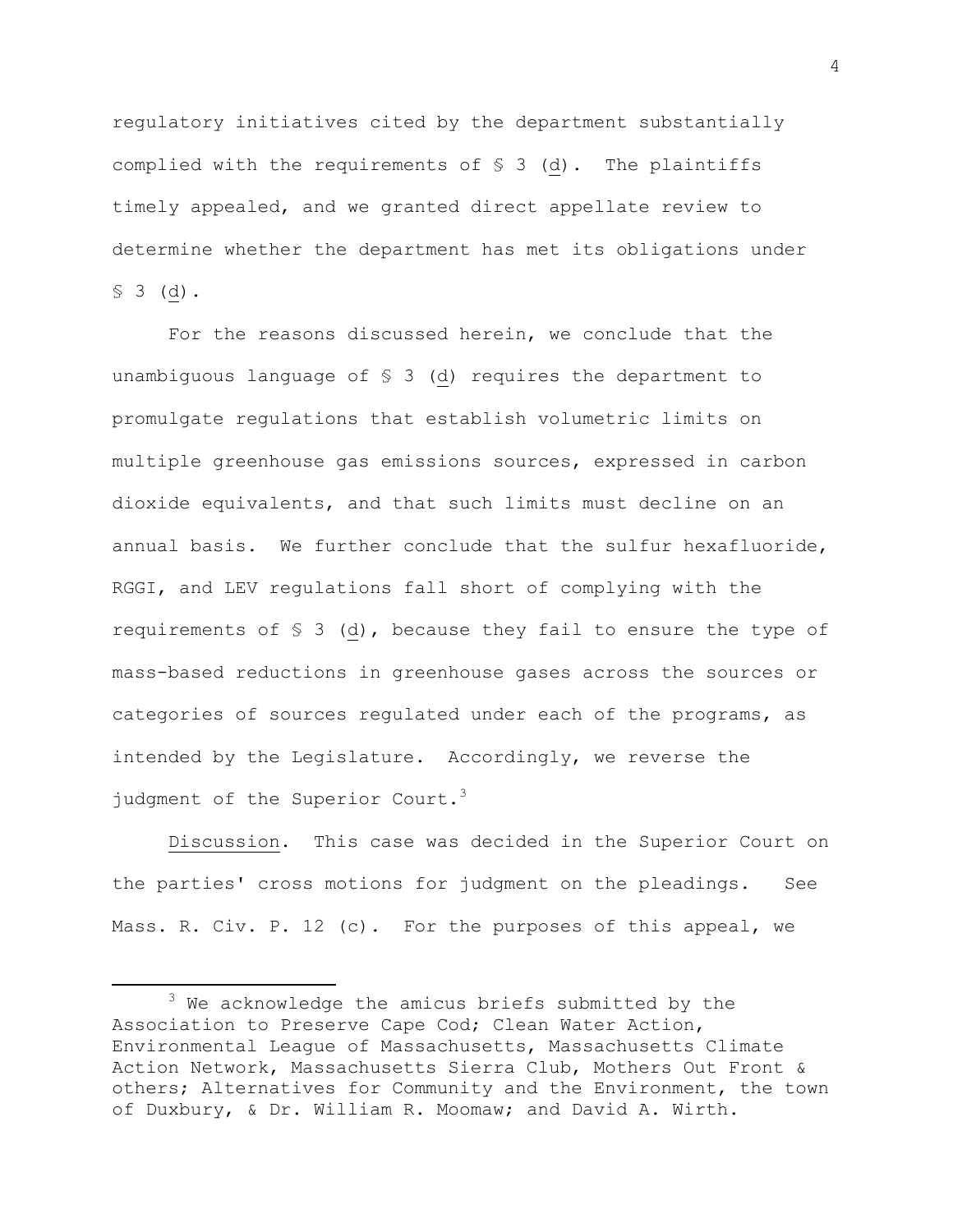regulatory initiatives cited by the department substantially complied with the requirements of § 3 (d). The plaintiffs timely appealed, and we granted direct appellate review to determine whether the department has met its obligations under § 3 (d).

For the reasons discussed herein, we conclude that the unambiguous language of § 3 (d) requires the department to promulgate regulations that establish volumetric limits on multiple greenhouse gas emissions sources, expressed in carbon dioxide equivalents, and that such limits must decline on an annual basis. We further conclude that the sulfur hexafluoride, RGGI, and LEV regulations fall short of complying with the requirements of § 3 (d), because they fail to ensure the type of mass-based reductions in greenhouse gases across the sources or categories of sources regulated under each of the programs, as intended by the Legislature. Accordingly, we reverse the judgment of the Superior Court.[3]

Discussion. This case was decided in the Superior Court on the parties' cross motions for judgment on the pleadings. See Mass. R. Civ. P. 12 (c). For the purposes of this appeal, we

---

[3] We acknowledge the amicus briefs submitted by the Association to Preserve Cape Cod; Clean Water Action, Environmental League of Massachusetts, Massachusetts Climate Action Network, Massachusetts Sierra Club, Mothers Out Front & others; Alternatives for Community and the Environment, the town of Duxbury, & Dr. William R. Moomaw; and David A. Wirth.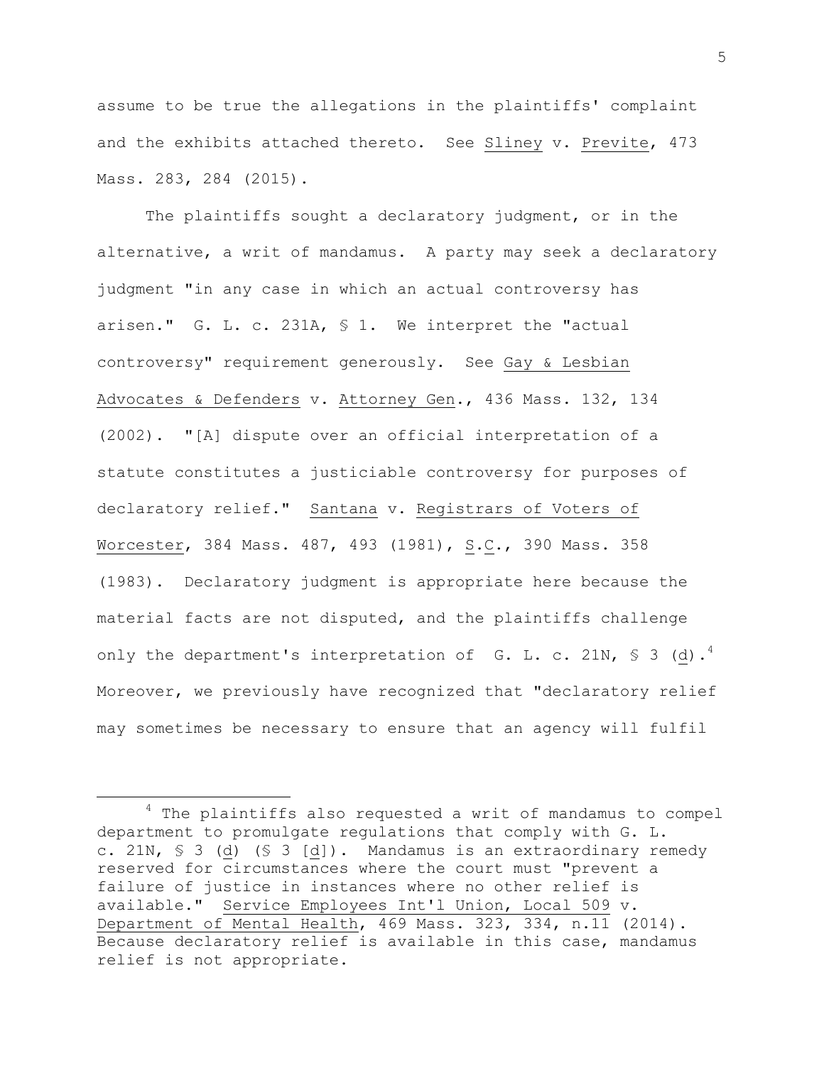assume to be true the allegations in the plaintiffs' complaint and the exhibits attached thereto. See Sliney v. Previte, 473 Mass. 283, 284 (2015).

The plaintiffs sought a declaratory judgment, or in the alternative, a writ of mandamus. A party may seek a declaratory judgment "in any case in which an actual controversy has arisen." G. L. c. 231A, § 1. We interpret the "actual controversy" requirement generously. See Gay & Lesbian Advocates & Defenders v. Attorney Gen., 436 Mass. 132, 134 (2002). "[A] dispute over an official interpretation of a statute constitutes a justiciable controversy for purposes of declaratory relief." Santana v. Registrars of Voters of Worcester, 384 Mass. 487, 493 (1981), S.C., 390 Mass. 358 (1983). Declaratory judgment is appropriate here because the material facts are not disputed, and the plaintiffs challenge only the department's interpretation of G. L. c. 21N, § 3 (d).[4] Moreover, we previously have recognized that "declaratory relief may sometimes be necessary to ensure that an agency will fulfil

[4] The plaintiffs also requested a writ of mandamus to compel department to promulgate regulations that comply with G. L. c. 21N, § 3 (d) (§ 3 [d]). Mandamus is an extraordinary remedy reserved for circumstances where the court must "prevent a failure of justice in instances where no other relief is available." Service Employees Int'l Union, Local 509 v. Department of Mental Health, 469 Mass. 323, 334, n.11 (2014). Because declaratory relief is available in this case, mandamus relief is not appropriate.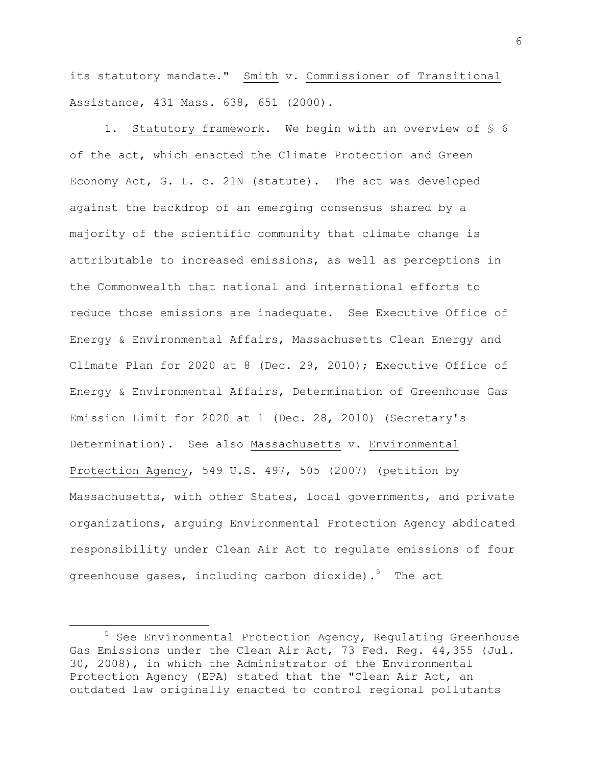its statutory mandate." Smith v. Commissioner of Transitional Assistance, 431 Mass. 638, 651 (2000).

1. Statutory framework. We begin with an overview of § 6 of the act, which enacted the Climate Protection and Green Economy Act, G. L. c. 21N (statute). The act was developed against the backdrop of an emerging consensus shared by a majority of the scientific community that climate change is attributable to increased emissions, as well as perceptions in the Commonwealth that national and international efforts to reduce those emissions are inadequate. See Executive Office of Energy & Environmental Affairs, Massachusetts Clean Energy and Climate Plan for 2020 at 8 (Dec. 29, 2010); Executive Office of Energy & Environmental Affairs, Determination of Greenhouse Gas Emission Limit for 2020 at 1 (Dec. 28, 2010) (Secretary's Determination). See also Massachusetts v. Environmental Protection Agency, 549 U.S. 497, 505 (2007) (petition by Massachusetts, with other States, local governments, and private organizations, arguing Environmental Protection Agency abdicated responsibility under Clean Air Act to regulate emissions of four greenhouse gases, including carbon dioxide).[5] The act

---

[5] See Environmental Protection Agency, Regulating Greenhouse Gas Emissions under the Clean Air Act, 73 Fed. Reg. 44,355 (Jul. 30, 2008), in which the Administrator of the Environmental Protection Agency (EPA) stated that the "Clean Air Act, an outdated law originally enacted to control regional pollutants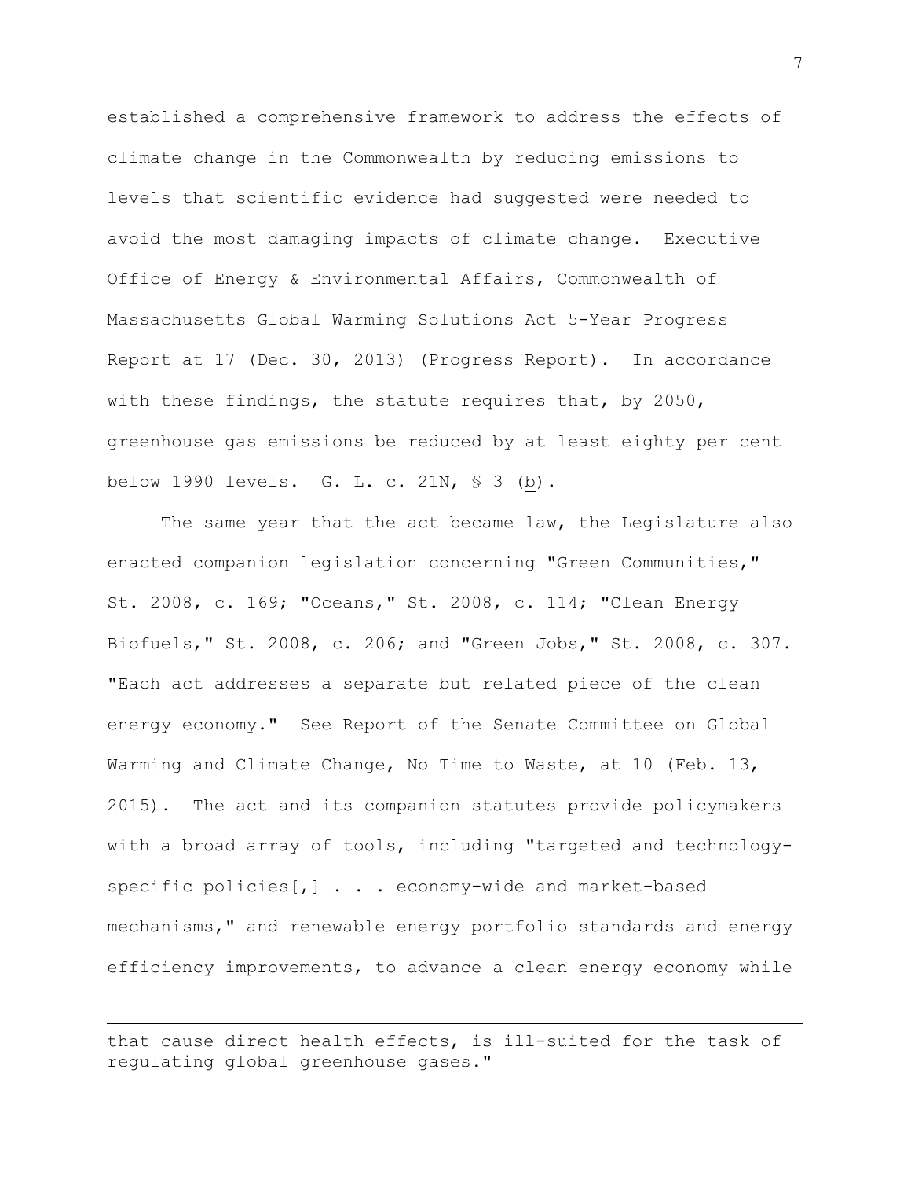established a comprehensive framework to address the effects of climate change in the Commonwealth by reducing emissions to levels that scientific evidence had suggested were needed to avoid the most damaging impacts of climate change. Executive Office of Energy & Environmental Affairs, Commonwealth of Massachusetts Global Warming Solutions Act 5-Year Progress Report at 17 (Dec. 30, 2013) (Progress Report). In accordance with these findings, the statute requires that, by 2050, greenhouse gas emissions be reduced by at least eighty per cent below 1990 levels. G. L. c. 21N, § 3 (b).

The same year that the act became law, the Legislature also enacted companion legislation concerning "Green Communities," St. 2008, c. 169; "Oceans," St. 2008, c. 114; "Clean Energy Biofuels," St. 2008, c. 206; and "Green Jobs," St. 2008, c. 307. "Each act addresses a separate but related piece of the clean energy economy." See Report of the Senate Committee on Global Warming and Climate Change, No Time to Waste, at 10 (Feb. 13, 2015). The act and its companion statutes provide policymakers with a broad array of tools, including "targeted and technology-specific policies[,] . . . economy-wide and market-based mechanisms," and renewable energy portfolio standards and energy efficiency improvements, to advance a clean energy economy while

---

that cause direct health effects, is ill-suited for the task of regulating global greenhouse gases."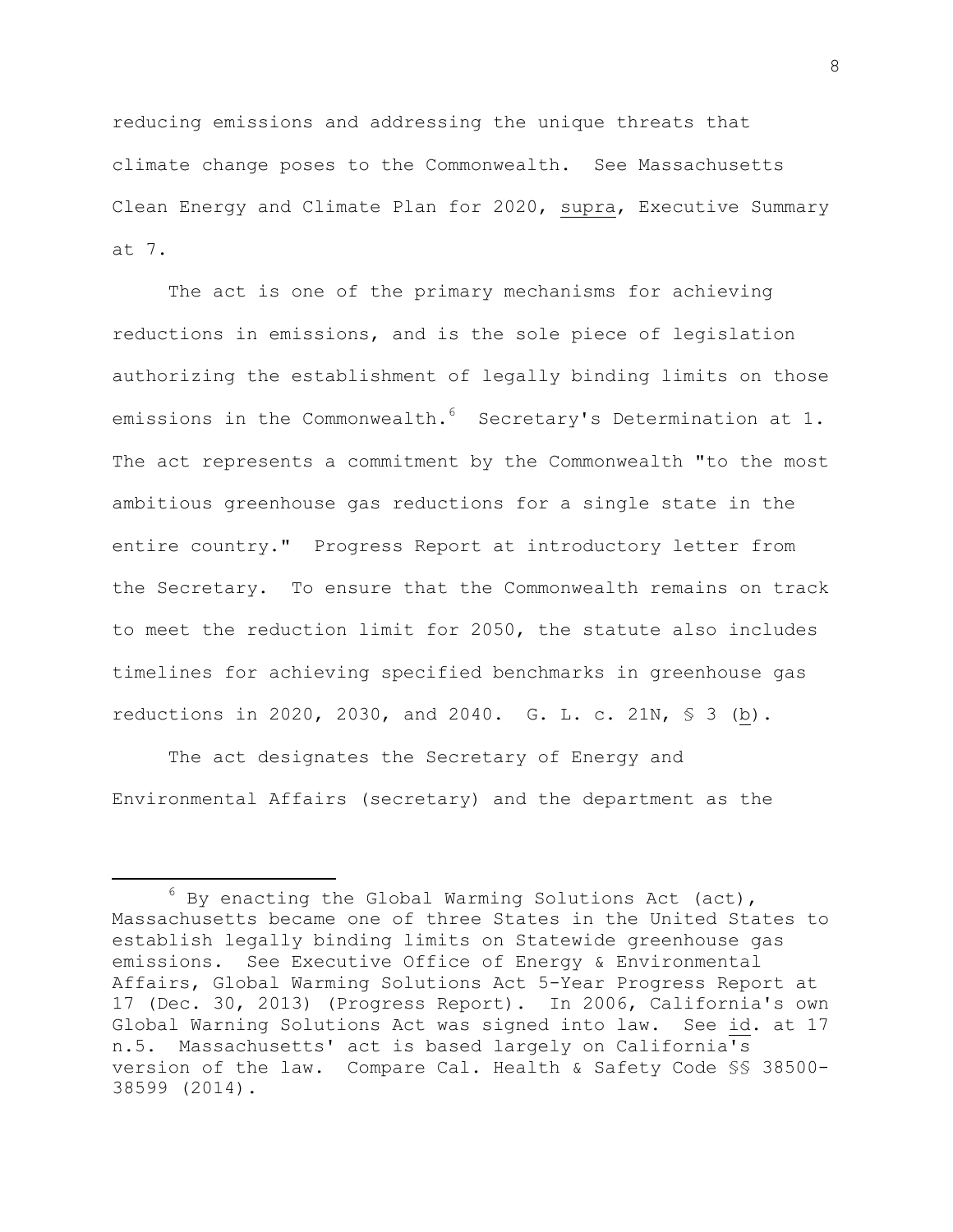reducing emissions and addressing the unique threats that climate change poses to the Commonwealth. See Massachusetts Clean Energy and Climate Plan for 2020, supra, Executive Summary at 7.

The act is one of the primary mechanisms for achieving reductions in emissions, and is the sole piece of legislation authorizing the establishment of legally binding limits on those emissions in the Commonwealth.[6] Secretary's Determination at 1. The act represents a commitment by the Commonwealth "to the most ambitious greenhouse gas reductions for a single state in the entire country." Progress Report at introductory letter from the Secretary. To ensure that the Commonwealth remains on track to meet the reduction limit for 2050, the statute also includes timelines for achieving specified benchmarks in greenhouse gas reductions in 2020, 2030, and 2040. G. L. c. 21N, § 3 (b).

The act designates the Secretary of Energy and Environmental Affairs (secretary) and the department as the

---

[6] By enacting the Global Warming Solutions Act (act), Massachusetts became one of three States in the United States to establish legally binding limits on Statewide greenhouse gas emissions. See Executive Office of Energy & Environmental Affairs, Global Warming Solutions Act 5-Year Progress Report at 17 (Dec. 30, 2013) (Progress Report). In 2006, California's own Global Warning Solutions Act was signed into law. See id. at 17 n.5. Massachusetts' act is based largely on California's version of the law. Compare Cal. Health & Safety Code §§ 38500-38599 (2014).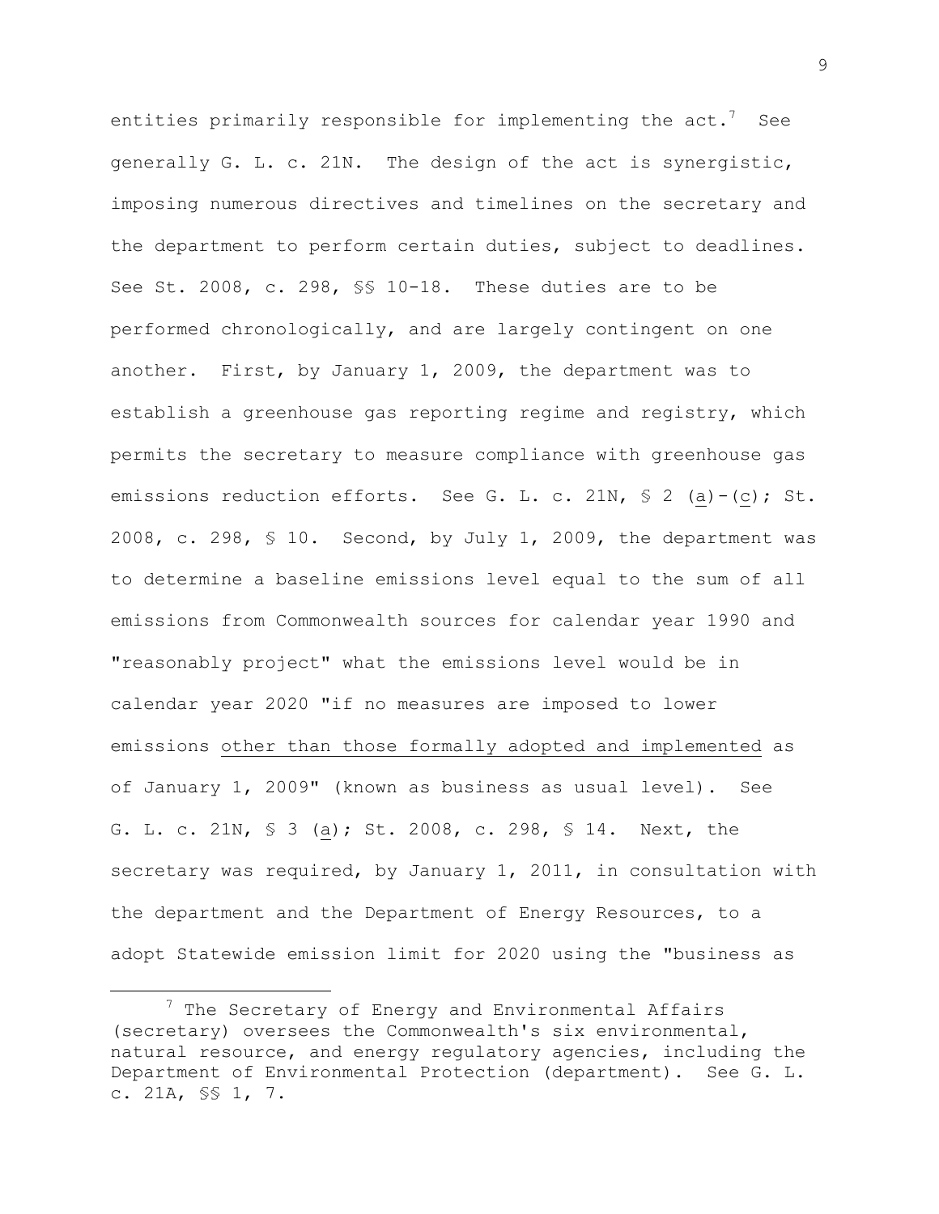entities primarily responsible for implementing the act.[7] See generally G. L. c. 21N. The design of the act is synergistic, imposing numerous directives and timelines on the secretary and the department to perform certain duties, subject to deadlines. See St. 2008, c. 298, §§ 10-18. These duties are to be performed chronologically, and are largely contingent on one another. First, by January 1, 2009, the department was to establish a greenhouse gas reporting regime and registry, which permits the secretary to measure compliance with greenhouse gas emissions reduction efforts. See G. L. c. 21N, § 2 (a)-(c); St. 2008, c. 298, § 10. Second, by July 1, 2009, the department was to determine a baseline emissions level equal to the sum of all emissions from Commonwealth sources for calendar year 1990 and "reasonably project" what the emissions level would be in calendar year 2020 "if no measures are imposed to lower emissions <u>other than those formally adopted and implemented</u> as of January 1, 2009" (known as business as usual level). See G. L. c. 21N, § 3 (a); St. 2008, c. 298, § 14. Next, the secretary was required, by January 1, 2011, in consultation with the department and the Department of Energy Resources, to a adopt Statewide emission limit for 2020 using the "business as

[7] The Secretary of Energy and Environmental Affairs (secretary) oversees the Commonwealth's six environmental, natural resource, and energy regulatory agencies, including the Department of Environmental Protection (department). See G. L. c. 21A, §§ 1, 7.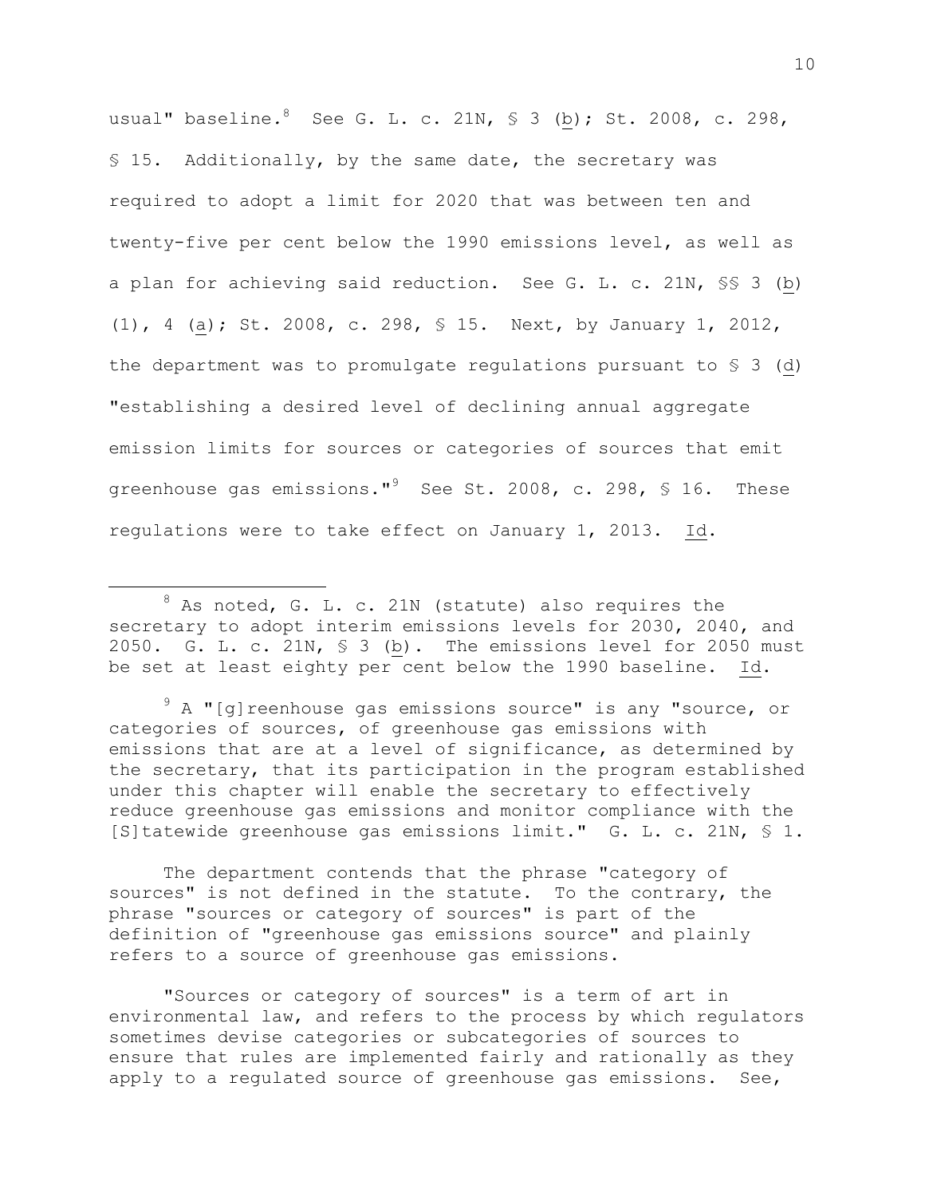usual" baseline.[8] See G. L. c. 21N, § 3 (b); St. 2008, c. 298, § 15. Additionally, by the same date, the secretary was required to adopt a limit for 2020 that was between ten and twenty-five per cent below the 1990 emissions level, as well as a plan for achieving said reduction. See G. L. c. 21N, §§ 3 (b) (1), 4 (a); St. 2008, c. 298, § 15. Next, by January 1, 2012, the department was to promulgate regulations pursuant to § 3 (d) "establishing a desired level of declining annual aggregate emission limits for sources or categories of sources that emit greenhouse gas emissions."[9] See St. 2008, c. 298, § 16. These regulations were to take effect on January 1, 2013. Id.

---

[8] As noted, G. L. c. 21N (statute) also requires the secretary to adopt interim emissions levels for 2030, 2040, and 2050. G. L. c. 21N, § 3 (b). The emissions level for 2050 must be set at least eighty per cent below the 1990 baseline. Id.

[9] A "[g]reenhouse gas emissions source" is any "source, or categories of sources, of greenhouse gas emissions with emissions that are at a level of significance, as determined by the secretary, that its participation in the program established under this chapter will enable the secretary to effectively reduce greenhouse gas emissions and monitor compliance with the [S]tatewide greenhouse gas emissions limit." G. L. c. 21N, § 1.

The department contends that the phrase "category of sources" is not defined in the statute. To the contrary, the phrase "sources or category of sources" is part of the definition of "greenhouse gas emissions source" and plainly refers to a source of greenhouse gas emissions.

"Sources or category of sources" is a term of art in environmental law, and refers to the process by which regulators sometimes devise categories or subcategories of sources to ensure that rules are implemented fairly and rationally as they apply to a regulated source of greenhouse gas emissions. See,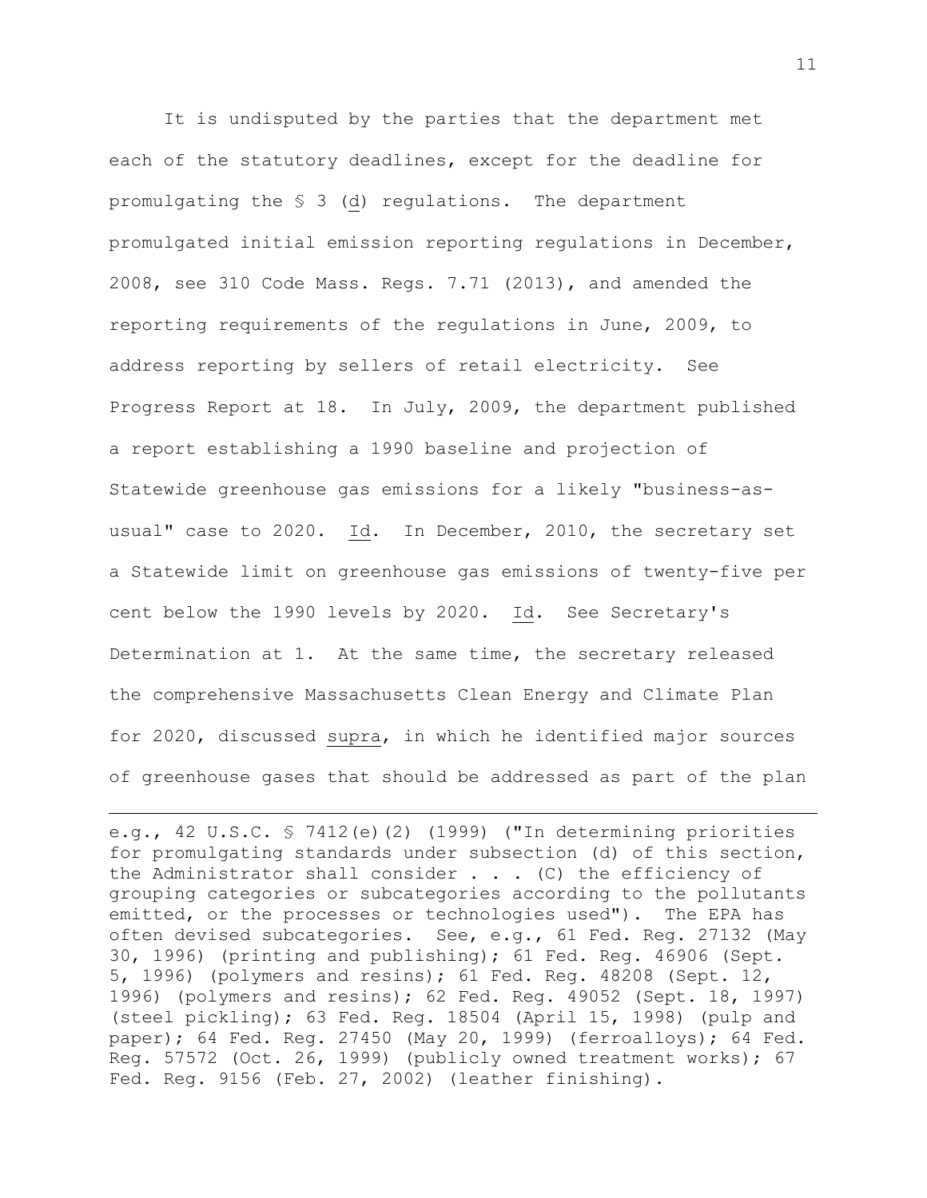It is undisputed by the parties that the department met each of the statutory deadlines, except for the deadline for promulgating the § 3 (_d_) regulations. The department promulgated initial emission reporting regulations in December, 2008, see 310 Code Mass. Regs. 7.71 (2013), and amended the reporting requirements of the regulations in June, 2009, to address reporting by sellers of retail electricity. See Progress Report at 18. In July, 2009, the department published a report establishing a 1990 baseline and projection of Statewide greenhouse gas emissions for a likely "business-as-usual" case to 2020. _Id_. In December, 2010, the secretary set a Statewide limit on greenhouse gas emissions of twenty-five per cent below the 1990 levels by 2020. _Id_. See Secretary's Determination at 1. At the same time, the secretary released the comprehensive Massachusetts Clean Energy and Climate Plan for 2020, discussed _supra_, in which he identified major sources of greenhouse gases that should be addressed as part of the plan

---

e.g., 42 U.S.C. § 7412(e)(2) (1999) ("In determining priorities for promulgating standards under subsection (d) of this section, the Administrator shall consider . . . (C) the efficiency of grouping categories or subcategories according to the pollutants emitted, or the processes or technologies used"). The EPA has often devised subcategories. See, e.g., 61 Fed. Reg. 27132 (May 30, 1996) (printing and publishing); 61 Fed. Reg. 46906 (Sept. 5, 1996) (polymers and resins); 61 Fed. Reg. 48208 (Sept. 12, 1996) (polymers and resins); 62 Fed. Reg. 49052 (Sept. 18, 1997) (steel pickling); 63 Fed. Reg. 18504 (April 15, 1998) (pulp and paper); 64 Fed. Reg. 27450 (May 20, 1999) (ferroalloys); 64 Fed. Reg. 57572 (Oct. 26, 1999) (publicly owned treatment works); 67 Fed. Reg. 9156 (Feb. 27, 2002) (leather finishing).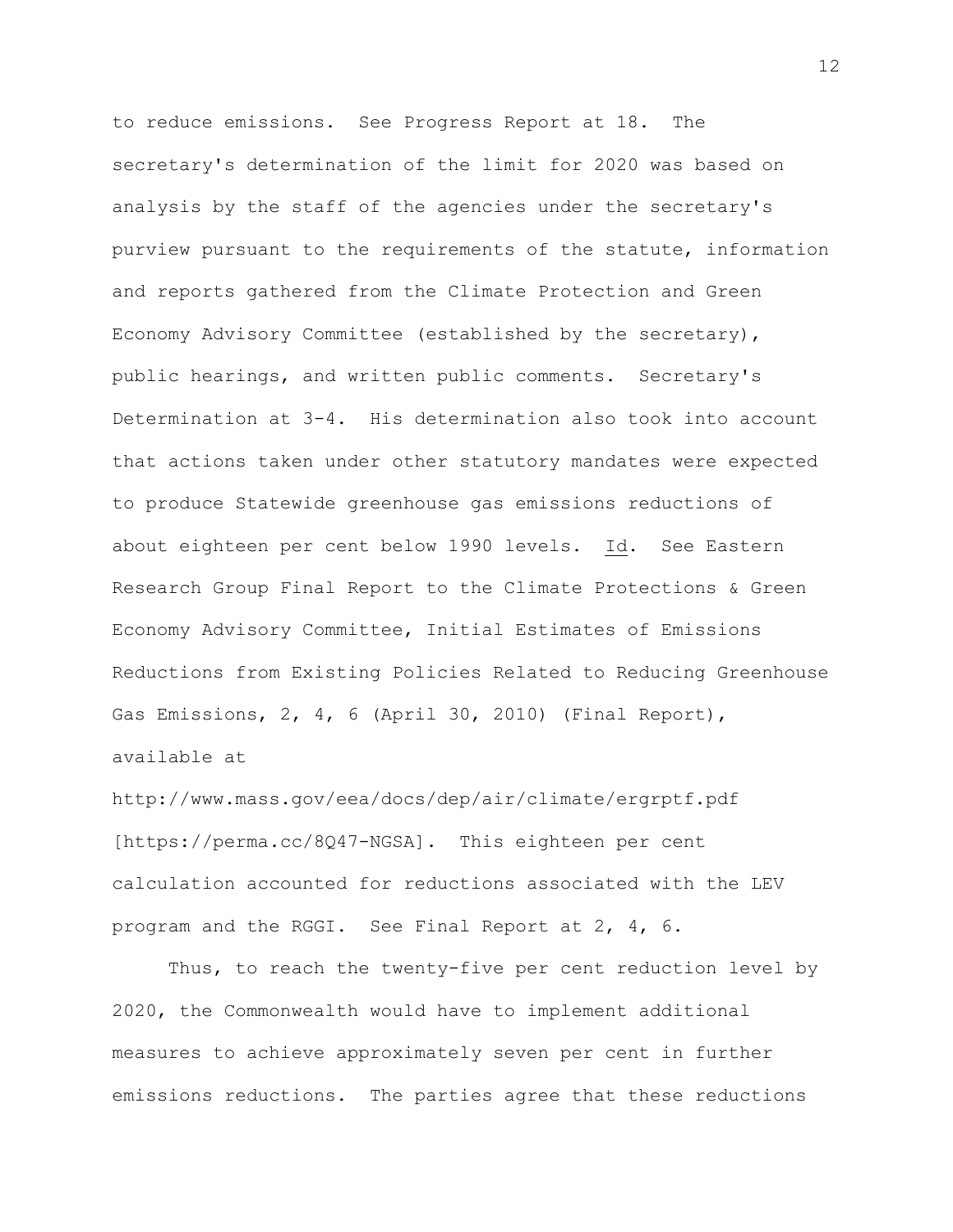to reduce emissions. See Progress Report at 18. The secretary's determination of the limit for 2020 was based on analysis by the staff of the agencies under the secretary's purview pursuant to the requirements of the statute, information and reports gathered from the Climate Protection and Green Economy Advisory Committee (established by the secretary), public hearings, and written public comments. Secretary's Determination at 3-4. His determination also took into account that actions taken under other statutory mandates were expected to produce Statewide greenhouse gas emissions reductions of about eighteen per cent below 1990 levels. Id. See Eastern Research Group Final Report to the Climate Protections & Green Economy Advisory Committee, Initial Estimates of Emissions Reductions from Existing Policies Related to Reducing Greenhouse Gas Emissions, 2, 4, 6 (April 30, 2010) (Final Report), available at http://www.mass.gov/eea/docs/dep/air/climate/ergrptf.pdf [https://perma.cc/8Q47-NGSA]. This eighteen per cent calculation accounted for reductions associated with the LEV program and the RGGI. See Final Report at 2, 4, 6.

Thus, to reach the twenty-five per cent reduction level by 2020, the Commonwealth would have to implement additional measures to achieve approximately seven per cent in further emissions reductions. The parties agree that these reductions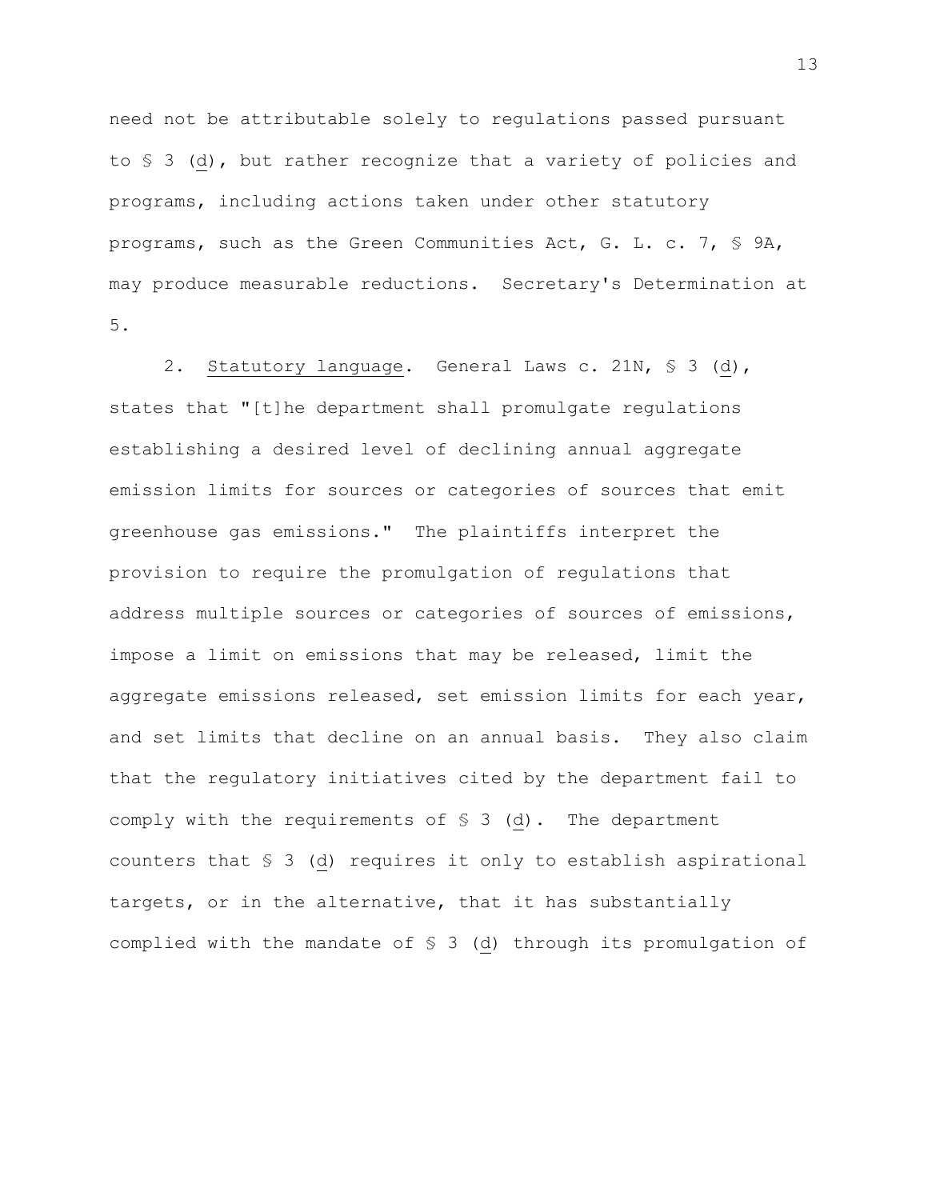need not be attributable solely to regulations passed pursuant to § 3 (*d*), but rather recognize that a variety of policies and programs, including actions taken under other statutory programs, such as the Green Communities Act, G. L. c. 7, § 9A, may produce measurable reductions. Secretary's Determination at 5.

2. Statutory language. General Laws c. 21N, § 3 (*d*), states that "[t]he department shall promulgate regulations establishing a desired level of declining annual aggregate emission limits for sources or categories of sources that emit greenhouse gas emissions." The plaintiffs interpret the provision to require the promulgation of regulations that address multiple sources or categories of sources of emissions, impose a limit on emissions that may be released, limit the aggregate emissions released, set emission limits for each year, and set limits that decline on an annual basis. They also claim that the regulatory initiatives cited by the department fail to comply with the requirements of § 3 (*d*). The department counters that § 3 (*d*) requires it only to establish aspirational targets, or in the alternative, that it has substantially complied with the mandate of § 3 (*d*) through its promulgation of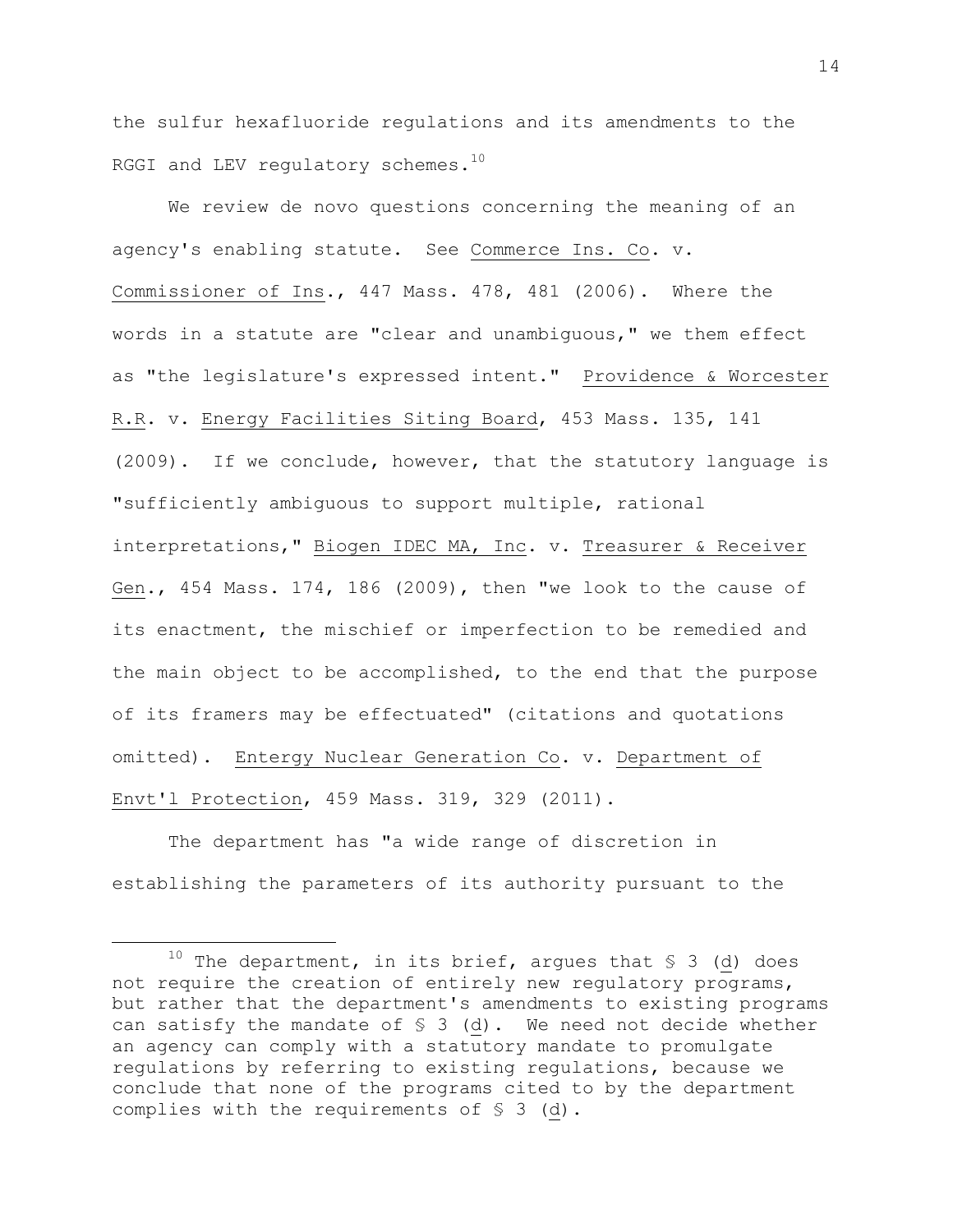the sulfur hexafluoride regulations and its amendments to the RGGI and LEV regulatory schemes.[10]

We review de novo questions concerning the meaning of an agency's enabling statute. See Commerce Ins. Co. v. Commissioner of Ins., 447 Mass. 478, 481 (2006). Where the words in a statute are "clear and unambiguous," we them effect as "the legislature's expressed intent." Providence & Worcester R.R. v. Energy Facilities Siting Board, 453 Mass. 135, 141 (2009). If we conclude, however, that the statutory language is "sufficiently ambiguous to support multiple, rational interpretations," Biogen IDEC MA, Inc. v. Treasurer & Receiver Gen., 454 Mass. 174, 186 (2009), then "we look to the cause of its enactment, the mischief or imperfection to be remedied and the main object to be accomplished, to the end that the purpose of its framers may be effectuated" (citations and quotations omitted). Entergy Nuclear Generation Co. v. Department of Envt'l Protection, 459 Mass. 319, 329 (2011).

The department has "a wide range of discretion in establishing the parameters of its authority pursuant to the

---

[10] The department, in its brief, argues that § 3 (d) does not require the creation of entirely new regulatory programs, but rather that the department's amendments to existing programs can satisfy the mandate of § 3 (d). We need not decide whether an agency can comply with a statutory mandate to promulgate regulations by referring to existing regulations, because we conclude that none of the programs cited to by the department complies with the requirements of § 3 (d).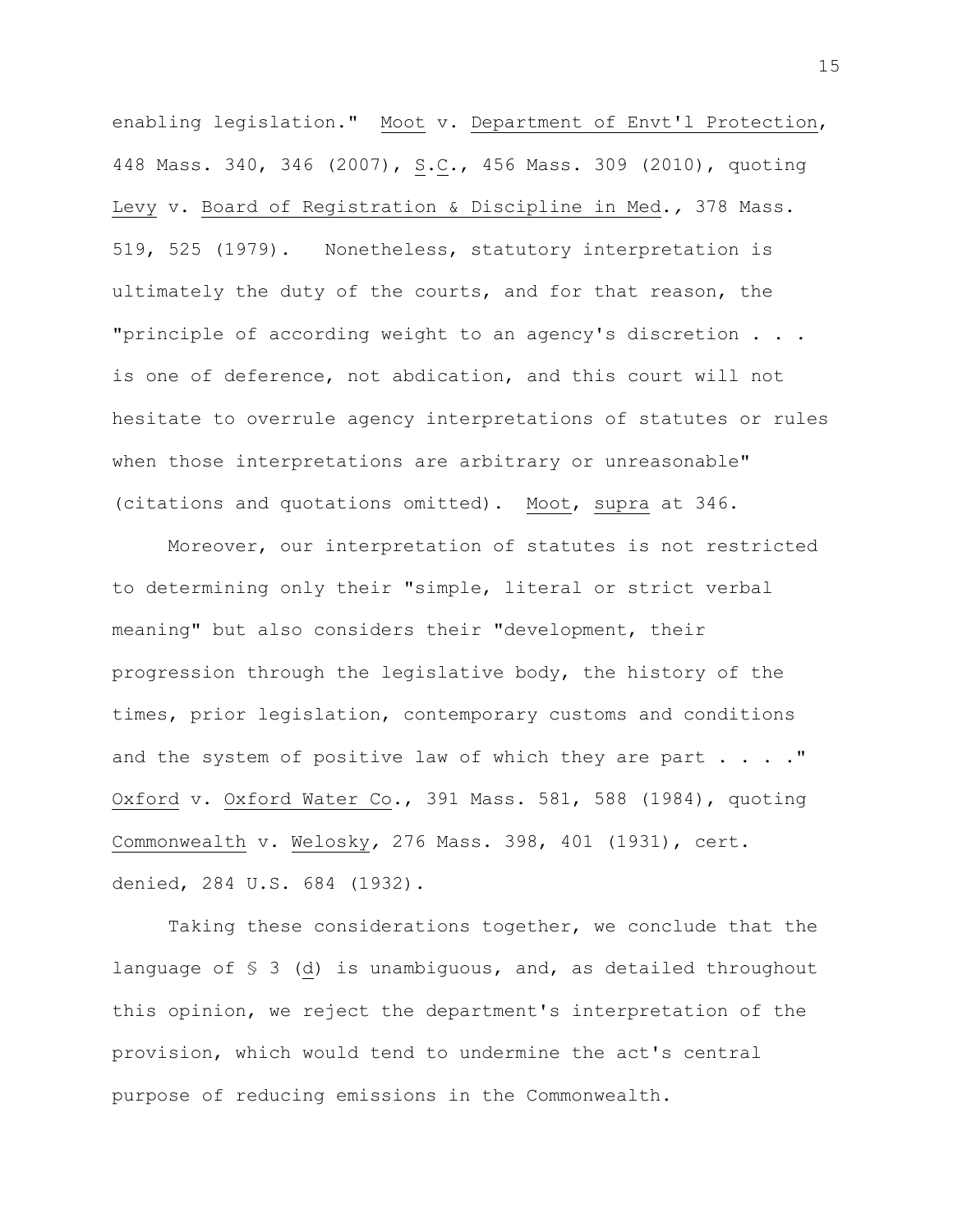enabling legislation." Moot v. Department of Envt'l Protection, 448 Mass. 340, 346 (2007), S.C., 456 Mass. 309 (2010), quoting Levy v. Board of Registration & Discipline in Med., 378 Mass. 519, 525 (1979). Nonetheless, statutory interpretation is ultimately the duty of the courts, and for that reason, the "principle of according weight to an agency's discretion . . . is one of deference, not abdication, and this court will not hesitate to overrule agency interpretations of statutes or rules when those interpretations are arbitrary or unreasonable" (citations and quotations omitted). Moot, supra at 346.

Moreover, our interpretation of statutes is not restricted to determining only their "simple, literal or strict verbal meaning" but also considers their "development, their progression through the legislative body, the history of the times, prior legislation, contemporary customs and conditions and the system of positive law of which they are part . . . ." Oxford v. Oxford Water Co., 391 Mass. 581, 588 (1984), quoting Commonwealth v. Welosky, 276 Mass. 398, 401 (1931), cert. denied, 284 U.S. 684 (1932).

Taking these considerations together, we conclude that the language of § 3 (d) is unambiguous, and, as detailed throughout this opinion, we reject the department's interpretation of the provision, which would tend to undermine the act's central purpose of reducing emissions in the Commonwealth.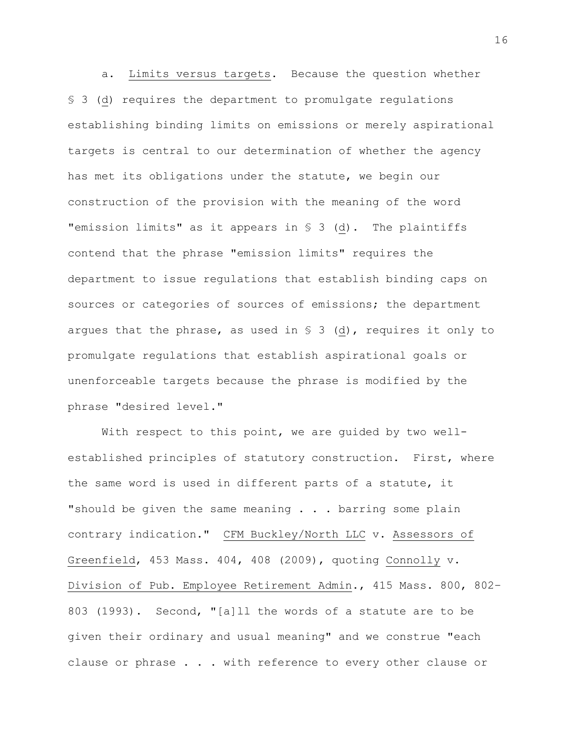a. Limits versus targets. Because the question whether § 3 (d) requires the department to promulgate regulations establishing binding limits on emissions or merely aspirational targets is central to our determination of whether the agency has met its obligations under the statute, we begin our construction of the provision with the meaning of the word "emission limits" as it appears in § 3 (d). The plaintiffs contend that the phrase "emission limits" requires the department to issue regulations that establish binding caps on sources or categories of sources of emissions; the department argues that the phrase, as used in § 3 (d), requires it only to promulgate regulations that establish aspirational goals or unenforceable targets because the phrase is modified by the phrase "desired level."

With respect to this point, we are guided by two well-established principles of statutory construction. First, where the same word is used in different parts of a statute, it "should be given the same meaning . . . barring some plain contrary indication." CFM Buckley/North LLC v. Assessors of Greenfield, 453 Mass. 404, 408 (2009), quoting Connolly v. Division of Pub. Employee Retirement Admin., 415 Mass. 800, 802-803 (1993). Second, "[a]ll the words of a statute are to be given their ordinary and usual meaning" and we construe "each clause or phrase . . . with reference to every other clause or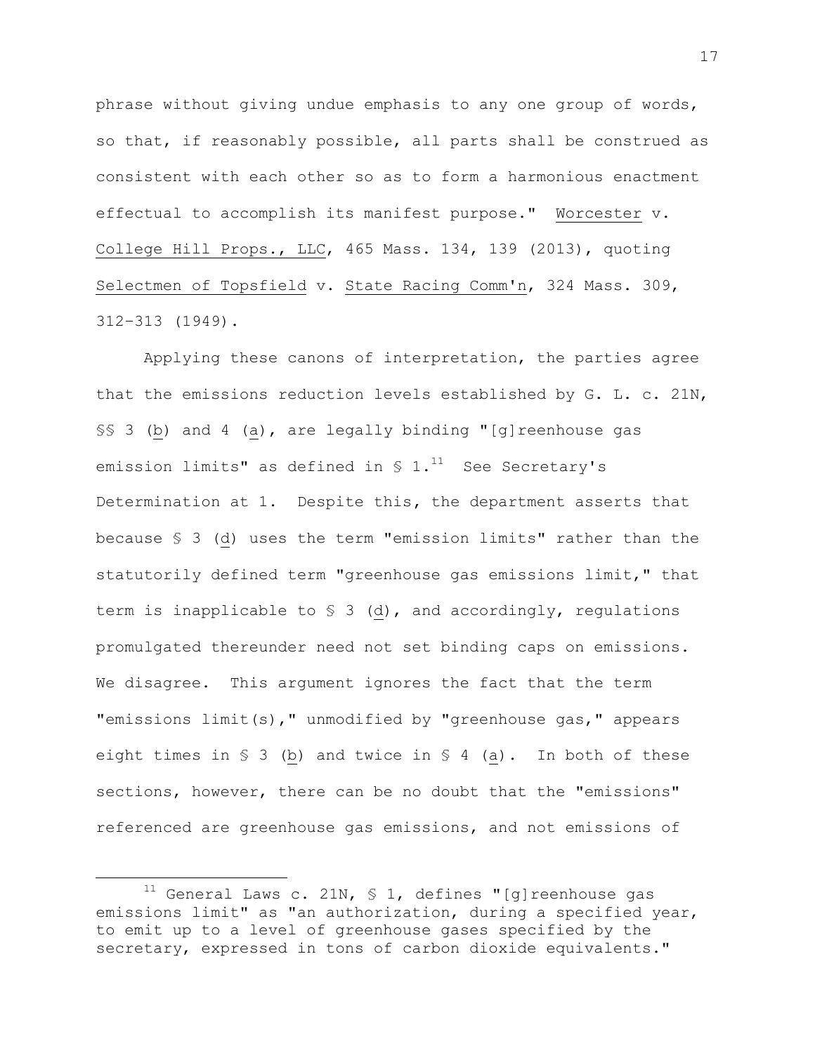phrase without giving undue emphasis to any one group of words, so that, if reasonably possible, all parts shall be construed as consistent with each other so as to form a harmonious enactment effectual to accomplish its manifest purpose." Worcester v. College Hill Props., LLC, 465 Mass. 134, 139 (2013), quoting Selectmen of Topsfield v. State Racing Comm'n, 324 Mass. 309, 312-313 (1949).

Applying these canons of interpretation, the parties agree that the emissions reduction levels established by G. L. c. 21N, §§ 3 (b) and 4 (a), are legally binding "[g]reenhouse gas emission limits" as defined in § 1.[11] See Secretary's Determination at 1. Despite this, the department asserts that because § 3 (d) uses the term "emission limits" rather than the statutorily defined term "greenhouse gas emissions limit," that term is inapplicable to § 3 (d), and accordingly, regulations promulgated thereunder need not set binding caps on emissions. We disagree. This argument ignores the fact that the term "emissions limit(s)," unmodified by "greenhouse gas," appears eight times in § 3 (b) and twice in § 4 (a). In both of these sections, however, there can be no doubt that the "emissions" referenced are greenhouse gas emissions, and not emissions of

---

[11] General Laws c. 21N, § 1, defines "[g]reenhouse gas emissions limit" as "an authorization, during a specified year, to emit up to a level of greenhouse gases specified by the secretary, expressed in tons of carbon dioxide equivalents."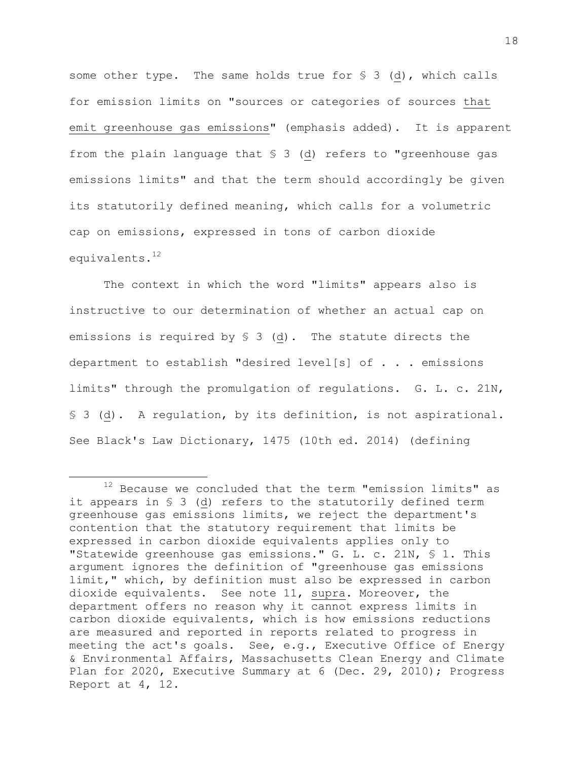some other type. The same holds true for § 3 (*d*), which calls for emission limits on "sources or categories of sources *that emit greenhouse gas emissions*" (emphasis added). It is apparent from the plain language that § 3 (*d*) refers to "greenhouse gas emissions limits" and that the term should accordingly be given its statutorily defined meaning, which calls for a volumetric cap on emissions, expressed in tons of carbon dioxide equivalents.[12]

The context in which the word "limits" appears also is instructive to our determination of whether an actual cap on emissions is required by § 3 (*d*). The statute directs the department to establish "desired level[s] of . . . emissions limits" through the promulgation of regulations. G. L. c. 21N, § 3 (*d*). A regulation, by its definition, is not aspirational. See Black's Law Dictionary, 1475 (10th ed. 2014) (defining

---

[12] Because we concluded that the term "emission limits" as it appears in § 3 (*d*) refers to the statutorily defined term greenhouse gas emissions limits, we reject the department's contention that the statutory requirement that limits be expressed in carbon dioxide equivalents applies only to "Statewide greenhouse gas emissions." G. L. c. 21N, § 1. This argument ignores the definition of "greenhouse gas emissions limit," which, by definition must also be expressed in carbon dioxide equivalents. See note 11, *supra*. Moreover, the department offers no reason why it cannot express limits in carbon dioxide equivalents, which is how emissions reductions are measured and reported in reports related to progress in meeting the act's goals. See, e.g., Executive Office of Energy & Environmental Affairs, Massachusetts Clean Energy and Climate Plan for 2020, Executive Summary at 6 (Dec. 29, 2010); Progress Report at 4, 12.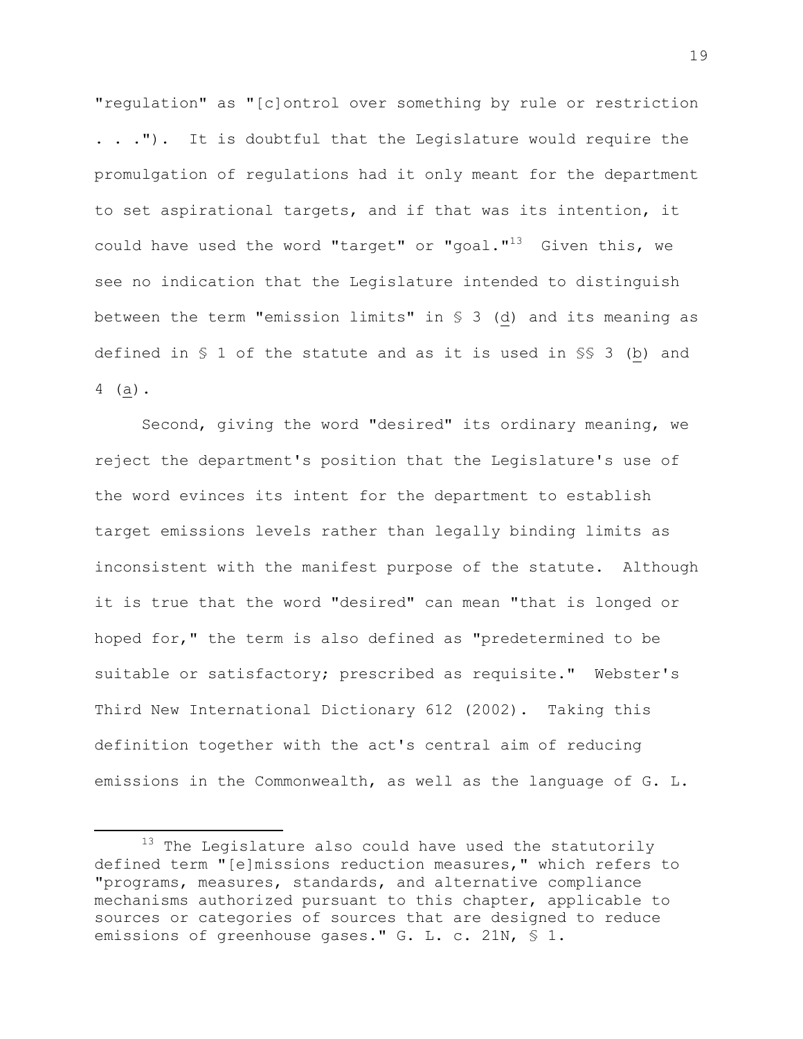"regulation" as "[c]ontrol over something by rule or restriction . . ."). It is doubtful that the Legislature would require the promulgation of regulations had it only meant for the department to set aspirational targets, and if that was its intention, it could have used the word "target" or "goal."[13] Given this, we see no indication that the Legislature intended to distinguish between the term "emission limits" in § 3 (d) and its meaning as defined in § 1 of the statute and as it is used in §§ 3 (b) and 4 (a).

Second, giving the word "desired" its ordinary meaning, we reject the department's position that the Legislature's use of the word evinces its intent for the department to establish target emissions levels rather than legally binding limits as inconsistent with the manifest purpose of the statute. Although it is true that the word "desired" can mean "that is longed or hoped for," the term is also defined as "predetermined to be suitable or satisfactory; prescribed as requisite." Webster's Third New International Dictionary 612 (2002). Taking this definition together with the act's central aim of reducing emissions in the Commonwealth, as well as the language of G. L.

---

[13] The Legislature also could have used the statutorily defined term "[e]missions reduction measures," which refers to "programs, measures, standards, and alternative compliance mechanisms authorized pursuant to this chapter, applicable to sources or categories of sources that are designed to reduce emissions of greenhouse gases." G. L. c. 21N, § 1.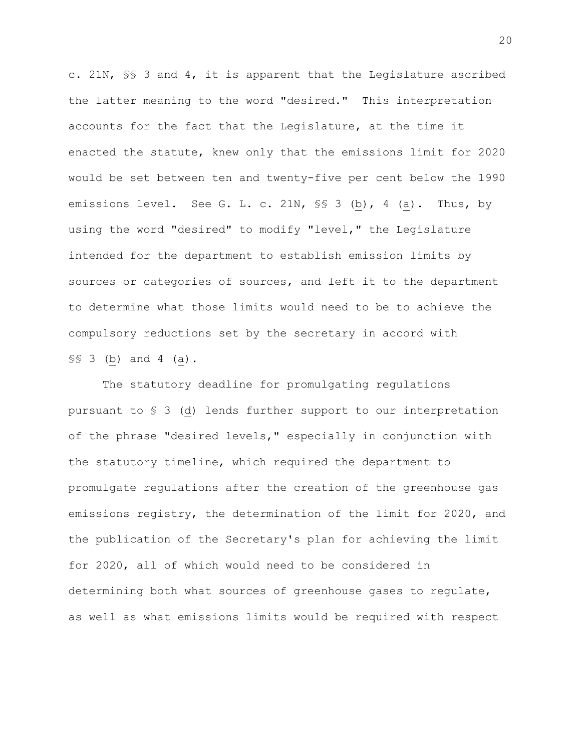c. 21N, §§ 3 and 4, it is apparent that the Legislature ascribed the latter meaning to the word "desired." This interpretation accounts for the fact that the Legislature, at the time it enacted the statute, knew only that the emissions limit for 2020 would be set between ten and twenty-five per cent below the 1990 emissions level. See G. L. c. 21N, §§ 3 (b), 4 (a). Thus, by using the word "desired" to modify "level," the Legislature intended for the department to establish emission limits by sources or categories of sources, and left it to the department to determine what those limits would need to be to achieve the compulsory reductions set by the secretary in accord with §§ 3 (b) and 4 (a).

The statutory deadline for promulgating regulations pursuant to § 3 (d) lends further support to our interpretation of the phrase "desired levels," especially in conjunction with the statutory timeline, which required the department to promulgate regulations after the creation of the greenhouse gas emissions registry, the determination of the limit for 2020, and the publication of the Secretary's plan for achieving the limit for 2020, all of which would need to be considered in determining both what sources of greenhouse gases to regulate, as well as what emissions limits would be required with respect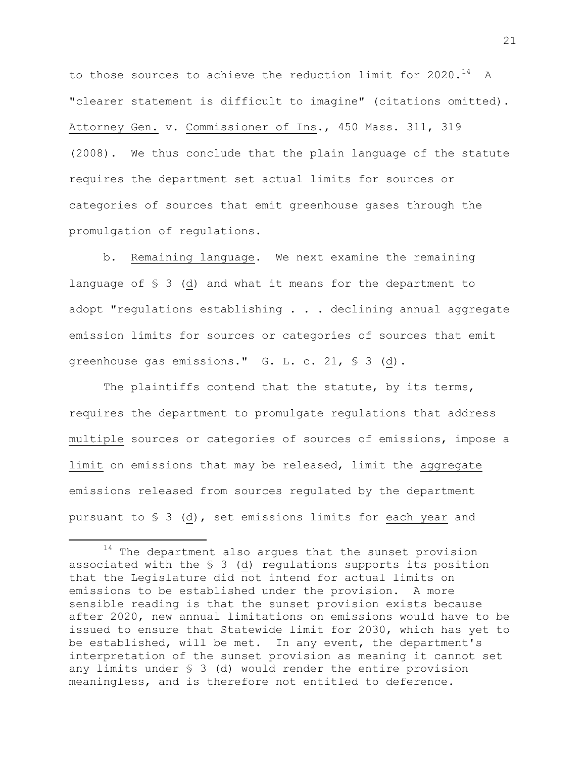to those sources to achieve the reduction limit for 2020.[14] A "clearer statement is difficult to imagine" (citations omitted). Attorney Gen. v. Commissioner of Ins., 450 Mass. 311, 319 (2008). We thus conclude that the plain language of the statute requires the department set actual limits for sources or categories of sources that emit greenhouse gases through the promulgation of regulations.

b. Remaining language. We next examine the remaining language of § 3 (d) and what it means for the department to adopt "regulations establishing . . . declining annual aggregate emission limits for sources or categories of sources that emit greenhouse gas emissions." G. L. c. 21, § 3 (d).

The plaintiffs contend that the statute, by its terms, requires the department to promulgate regulations that address multiple sources or categories of sources of emissions, impose a limit on emissions that may be released, limit the aggregate emissions released from sources regulated by the department pursuant to § 3 (d), set emissions limits for each year and

---

[14] The department also argues that the sunset provision associated with the § 3 (d) regulations supports its position that the Legislature did not intend for actual limits on emissions to be established under the provision. A more sensible reading is that the sunset provision exists because after 2020, new annual limitations on emissions would have to be issued to ensure that Statewide limit for 2030, which has yet to be established, will be met. In any event, the department's interpretation of the sunset provision as meaning it cannot set any limits under § 3 (d) would render the entire provision meaningless, and is therefore not entitled to deference.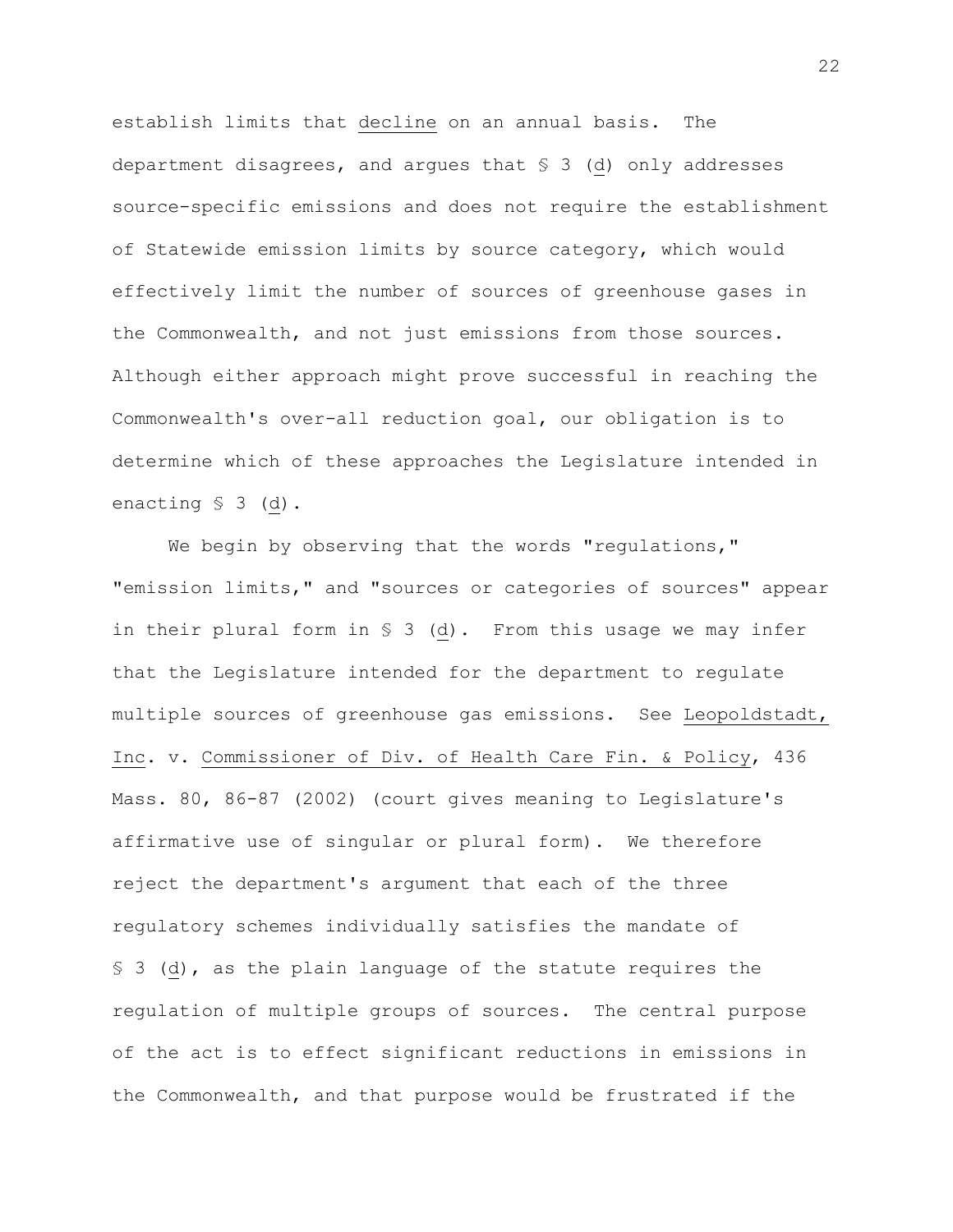establish limits that _decline_ on an annual basis. The department disagrees, and argues that § 3 (_d_) only addresses source-specific emissions and does not require the establishment of Statewide emission limits by source category, which would effectively limit the number of sources of greenhouse gases in the Commonwealth, and not just emissions from those sources. Although either approach might prove successful in reaching the Commonwealth's over-all reduction goal, our obligation is to determine which of these approaches the Legislature intended in enacting § 3 (_d_).

We begin by observing that the words "regulations," "emission limits," and "sources or categories of sources" appear in their plural form in § 3 (_d_). From this usage we may infer that the Legislature intended for the department to regulate multiple sources of greenhouse gas emissions. See _Leopoldstadt, Inc._ v. _Commissioner of Div. of Health Care Fin. & Policy_, 436 Mass. 80, 86-87 (2002) (court gives meaning to Legislature's affirmative use of singular or plural form). We therefore reject the department's argument that each of the three regulatory schemes individually satisfies the mandate of § 3 (_d_), as the plain language of the statute requires the regulation of multiple groups of sources. The central purpose of the act is to effect significant reductions in emissions in the Commonwealth, and that purpose would be frustrated if the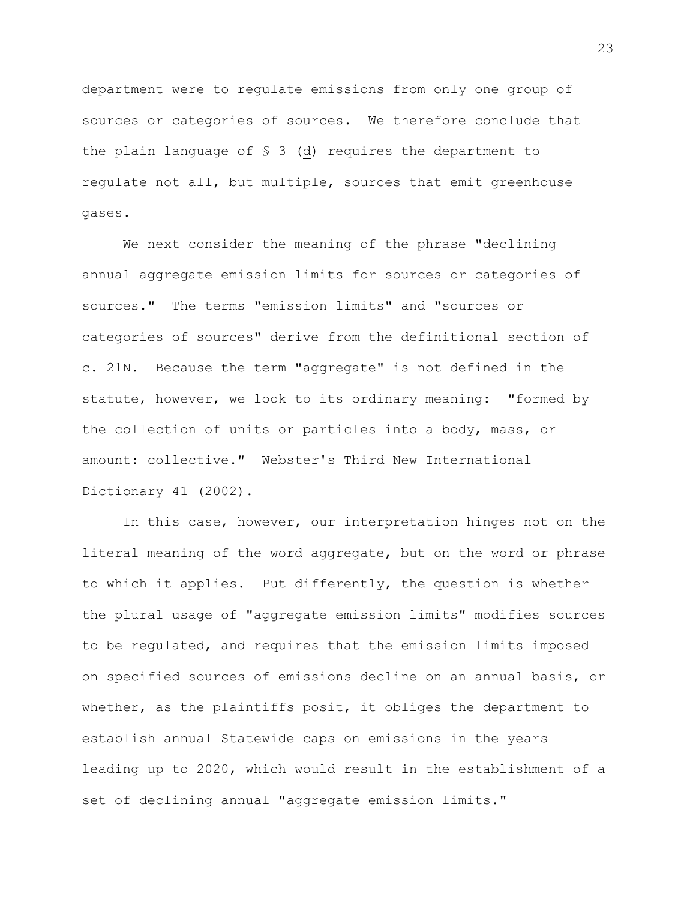department were to regulate emissions from only one group of sources or categories of sources. We therefore conclude that the plain language of § 3 (d) requires the department to regulate not all, but multiple, sources that emit greenhouse gases.

We next consider the meaning of the phrase "declining annual aggregate emission limits for sources or categories of sources." The terms "emission limits" and "sources or categories of sources" derive from the definitional section of c. 21N. Because the term "aggregate" is not defined in the statute, however, we look to its ordinary meaning: "formed by the collection of units or particles into a body, mass, or amount: collective." Webster's Third New International Dictionary 41 (2002).

In this case, however, our interpretation hinges not on the literal meaning of the word aggregate, but on the word or phrase to which it applies. Put differently, the question is whether the plural usage of "aggregate emission limits" modifies sources to be regulated, and requires that the emission limits imposed on specified sources of emissions decline on an annual basis, or whether, as the plaintiffs posit, it obliges the department to establish annual Statewide caps on emissions in the years leading up to 2020, which would result in the establishment of a set of declining annual "aggregate emission limits."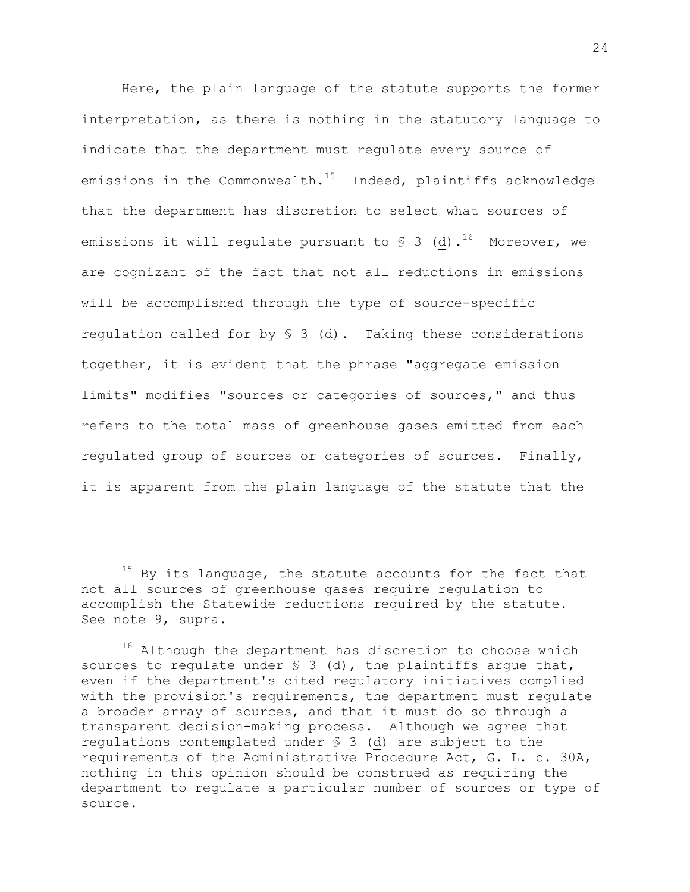Here, the plain language of the statute supports the former interpretation, as there is nothing in the statutory language to indicate that the department must regulate every source of emissions in the Commonwealth.[15] Indeed, plaintiffs acknowledge that the department has discretion to select what sources of emissions it will regulate pursuant to § 3 (d).[16] Moreover, we are cognizant of the fact that not all reductions in emissions will be accomplished through the type of source-specific regulation called for by § 3 (d). Taking these considerations together, it is evident that the phrase "aggregate emission limits" modifies "sources or categories of sources," and thus refers to the total mass of greenhouse gases emitted from each regulated group of sources or categories of sources. Finally, it is apparent from the plain language of the statute that the

---

[15] By its language, the statute accounts for the fact that not all sources of greenhouse gases require regulation to accomplish the Statewide reductions required by the statute. See note 9, supra.

[16] Although the department has discretion to choose which sources to regulate under § 3 (d), the plaintiffs argue that, even if the department's cited regulatory initiatives complied with the provision's requirements, the department must regulate a broader array of sources, and that it must do so through a transparent decision-making process. Although we agree that regulations contemplated under § 3 (d) are subject to the requirements of the Administrative Procedure Act, G. L. c. 30A, nothing in this opinion should be construed as requiring the department to regulate a particular number of sources or type of source.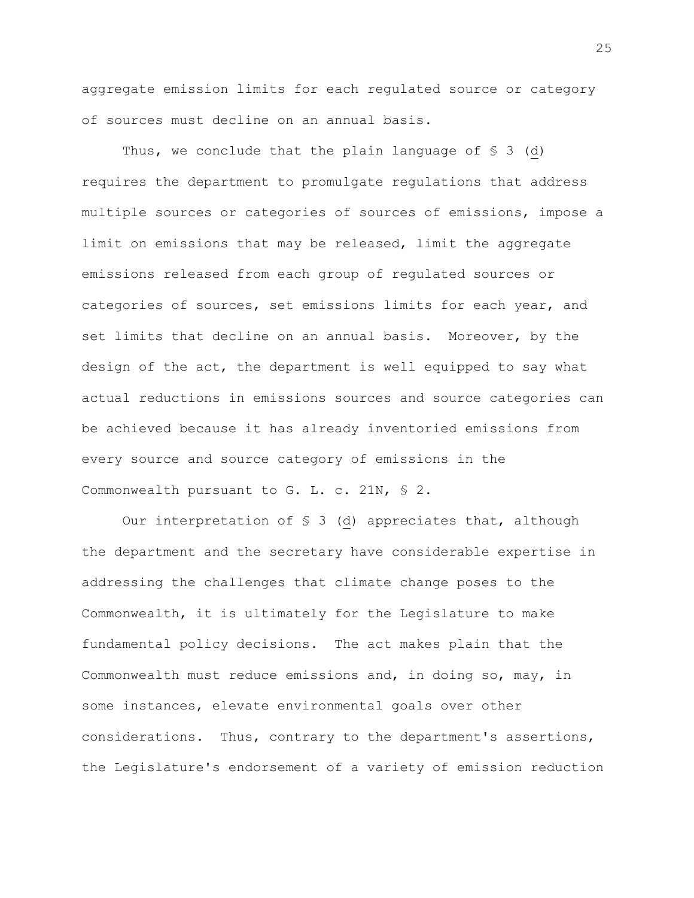aggregate emission limits for each regulated source or category of sources must decline on an annual basis.

Thus, we conclude that the plain language of § 3 (d) requires the department to promulgate regulations that address multiple sources or categories of sources of emissions, impose a limit on emissions that may be released, limit the aggregate emissions released from each group of regulated sources or categories of sources, set emissions limits for each year, and set limits that decline on an annual basis. Moreover, by the design of the act, the department is well equipped to say what actual reductions in emissions sources and source categories can be achieved because it has already inventoried emissions from every source and source category of emissions in the Commonwealth pursuant to G. L. c. 21N, § 2.

Our interpretation of § 3 (d) appreciates that, although the department and the secretary have considerable expertise in addressing the challenges that climate change poses to the Commonwealth, it is ultimately for the Legislature to make fundamental policy decisions. The act makes plain that the Commonwealth must reduce emissions and, in doing so, may, in some instances, elevate environmental goals over other considerations. Thus, contrary to the department's assertions, the Legislature's endorsement of a variety of emission reduction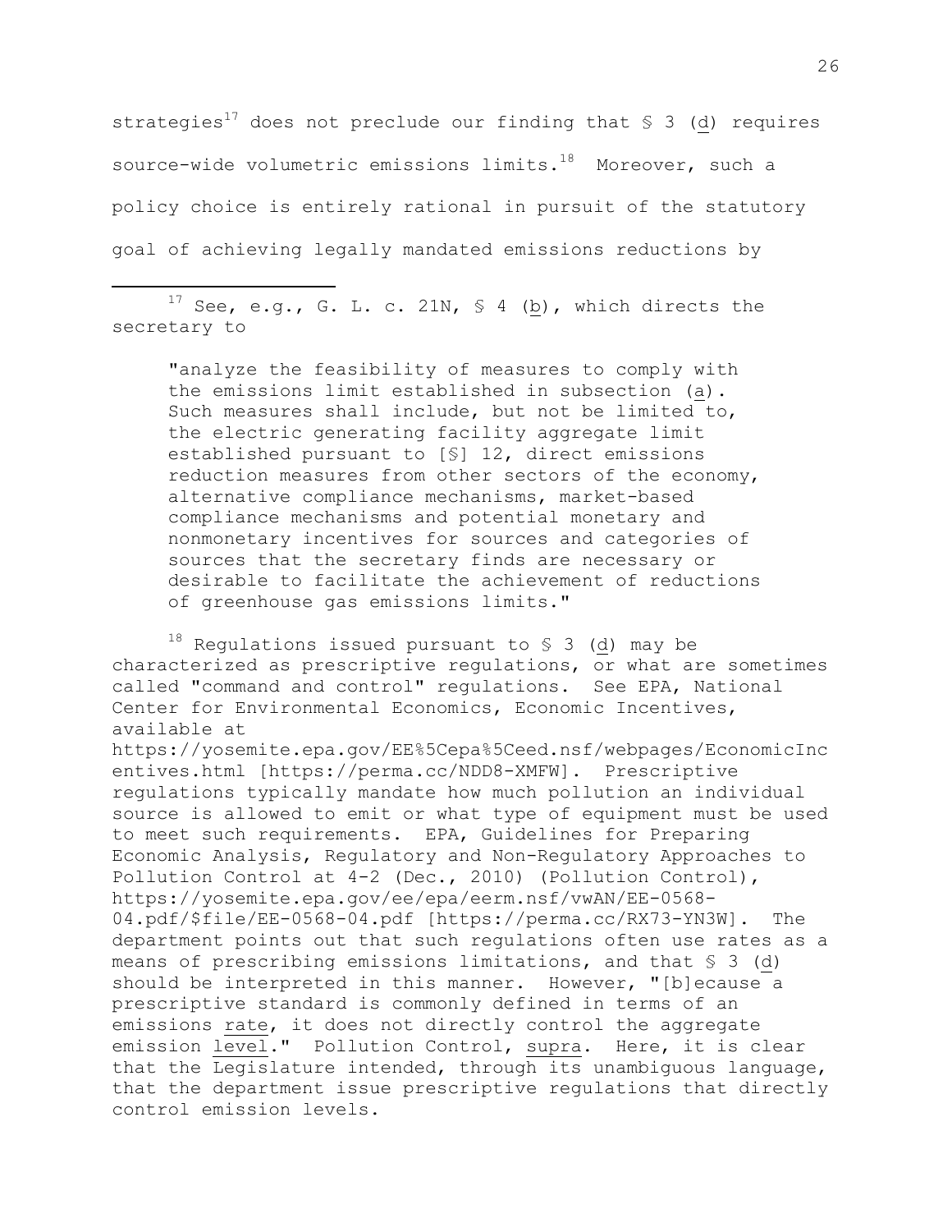strategies[17] does not preclude our finding that § 3 (d) requires source-wide volumetric emissions limits.[18] Moreover, such a policy choice is entirely rational in pursuit of the statutory goal of achieving legally mandated emissions reductions by

---

[17] See, e.g., G. L. c. 21N, § 4 (b), which directs the secretary to

> "analyze the feasibility of measures to comply with the emissions limit established in subsection (a). Such measures shall include, but not be limited to, the electric generating facility aggregate limit established pursuant to [§] 12, direct emissions reduction measures from other sectors of the economy, alternative compliance mechanisms, market-based compliance mechanisms and potential monetary and nonmonetary incentives for sources and categories of sources that the secretary finds are necessary or desirable to facilitate the achievement of reductions of greenhouse gas emissions limits."

[18] Regulations issued pursuant to § 3 (d) may be characterized as prescriptive regulations, or what are sometimes called "command and control" regulations. See EPA, National Center for Environmental Economics, Economic Incentives, available at https://yosemite.epa.gov/EE%5Cepa%5Ceed.nsf/webpages/EconomicIncentives.html [https://perma.cc/NDD8-XMFW]. Prescriptive regulations typically mandate how much pollution an individual source is allowed to emit or what type of equipment must be used to meet such requirements. EPA, Guidelines for Preparing Economic Analysis, Regulatory and Non-Regulatory Approaches to Pollution Control at 4-2 (Dec., 2010) (Pollution Control), https://yosemite.epa.gov/ee/epa/eerm.nsf/vwAN/EE-0568-04.pdf/$file/EE-0568-04.pdf [https://perma.cc/RX73-YN3W]. The department points out that such regulations often use rates as a means of prescribing emissions limitations, and that § 3 (d) should be interpreted in this manner. However, "[b]ecause a prescriptive standard is commonly defined in terms of an emissions rate, it does not directly control the aggregate emission level." Pollution Control, supra. Here, it is clear that the Legislature intended, through its unambiguous language, that the department issue prescriptive regulations that directly control emission levels.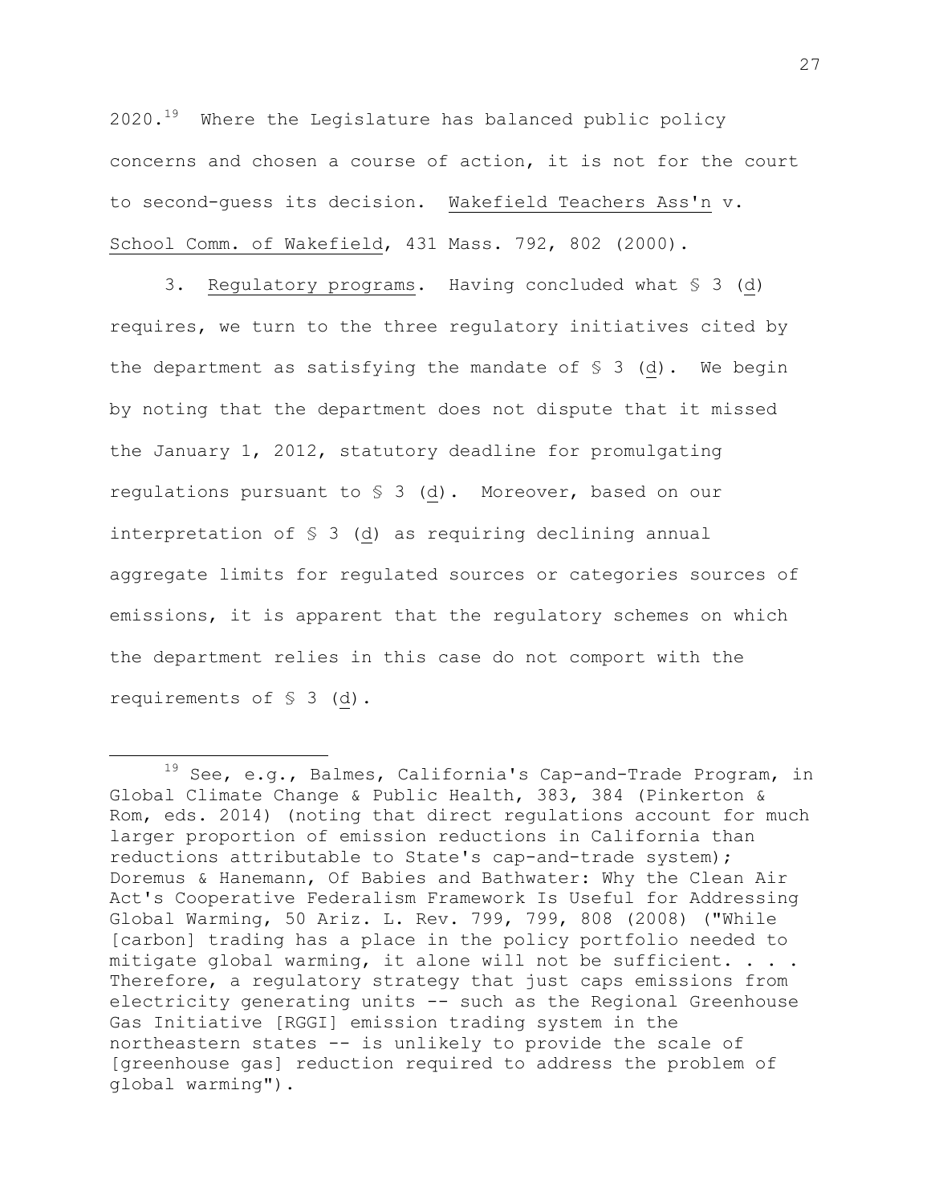2020.[19] Where the Legislature has balanced public policy concerns and chosen a course of action, it is not for the court to second-guess its decision. Wakefield Teachers Ass'n v. School Comm. of Wakefield, 431 Mass. 792, 802 (2000).

3. Regulatory programs. Having concluded what § 3 (d) requires, we turn to the three regulatory initiatives cited by the department as satisfying the mandate of § 3 (d). We begin by noting that the department does not dispute that it missed the January 1, 2012, statutory deadline for promulgating regulations pursuant to § 3 (d). Moreover, based on our interpretation of § 3 (d) as requiring declining annual aggregate limits for regulated sources or categories sources of emissions, it is apparent that the regulatory schemes on which the department relies in this case do not comport with the requirements of § 3 (d).

---

[19] See, e.g., Balmes, California's Cap-and-Trade Program, in Global Climate Change & Public Health, 383, 384 (Pinkerton & Rom, eds. 2014) (noting that direct regulations account for much larger proportion of emission reductions in California than reductions attributable to State's cap-and-trade system); Doremus & Hanemann, Of Babies and Bathwater: Why the Clean Air Act's Cooperative Federalism Framework Is Useful for Addressing Global Warming, 50 Ariz. L. Rev. 799, 799, 808 (2008) ("While [carbon] trading has a place in the policy portfolio needed to mitigate global warming, it alone will not be sufficient. . . . Therefore, a regulatory strategy that just caps emissions from electricity generating units -- such as the Regional Greenhouse Gas Initiative [RGGI] emission trading system in the northeastern states -- is unlikely to provide the scale of [greenhouse gas] reduction required to address the problem of global warming").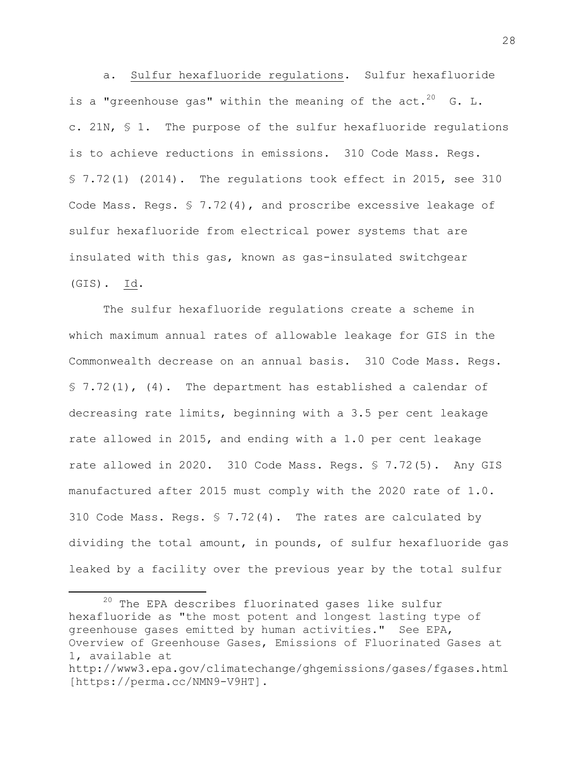a. Sulfur hexafluoride regulations. Sulfur hexafluoride is a "greenhouse gas" within the meaning of the act.[20] G. L. c. 21N, § 1. The purpose of the sulfur hexafluoride regulations is to achieve reductions in emissions. 310 Code Mass. Regs. § 7.72(1) (2014). The regulations took effect in 2015, see 310 Code Mass. Regs. § 7.72(4), and proscribe excessive leakage of sulfur hexafluoride from electrical power systems that are insulated with this gas, known as gas-insulated switchgear (GIS). Id.

The sulfur hexafluoride regulations create a scheme in which maximum annual rates of allowable leakage for GIS in the Commonwealth decrease on an annual basis. 310 Code Mass. Regs. § 7.72(1), (4). The department has established a calendar of decreasing rate limits, beginning with a 3.5 per cent leakage rate allowed in 2015, and ending with a 1.0 per cent leakage rate allowed in 2020. 310 Code Mass. Regs. § 7.72(5). Any GIS manufactured after 2015 must comply with the 2020 rate of 1.0. 310 Code Mass. Regs. § 7.72(4). The rates are calculated by dividing the total amount, in pounds, of sulfur hexafluoride gas leaked by a facility over the previous year by the total sulfur

---

[20] The EPA describes fluorinated gases like sulfur hexafluoride as "the most potent and longest lasting type of greenhouse gases emitted by human activities." See EPA, Overview of Greenhouse Gases, Emissions of Fluorinated Gases at 1, available at http://www3.epa.gov/climatechange/ghgemissions/gases/fgases.html [https://perma.cc/NMN9-V9HT].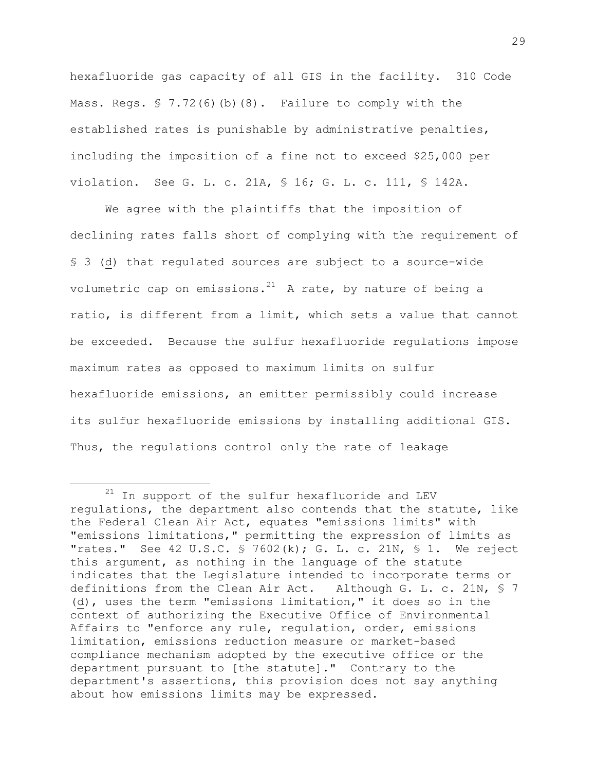hexafluoride gas capacity of all GIS in the facility. 310 Code Mass. Regs. § 7.72(6)(b)(8). Failure to comply with the established rates is punishable by administrative penalties, including the imposition of a fine not to exceed $25,000 per violation. See G. L. c. 21A, § 16; G. L. c. 111, § 142A.

We agree with the plaintiffs that the imposition of declining rates falls short of complying with the requirement of § 3 (d) that regulated sources are subject to a source-wide volumetric cap on emissions.[21] A rate, by nature of being a ratio, is different from a limit, which sets a value that cannot be exceeded. Because the sulfur hexafluoride regulations impose maximum rates as opposed to maximum limits on sulfur hexafluoride emissions, an emitter permissibly could increase its sulfur hexafluoride emissions by installing additional GIS. Thus, the regulations control only the rate of leakage

---

[21] In support of the sulfur hexafluoride and LEV regulations, the department also contends that the statute, like the Federal Clean Air Act, equates "emissions limits" with "emissions limitations," permitting the expression of limits as "rates." See 42 U.S.C. § 7602(k); G. L. c. 21N, § 1. We reject this argument, as nothing in the language of the statute indicates that the Legislature intended to incorporate terms or definitions from the Clean Air Act. Although G. L. c. 21N, § 7 (d), uses the term "emissions limitation," it does so in the context of authorizing the Executive Office of Environmental Affairs to "enforce any rule, regulation, order, emissions limitation, emissions reduction measure or market-based compliance mechanism adopted by the executive office or the department pursuant to [the statute]." Contrary to the department's assertions, this provision does not say anything about how emissions limits may be expressed.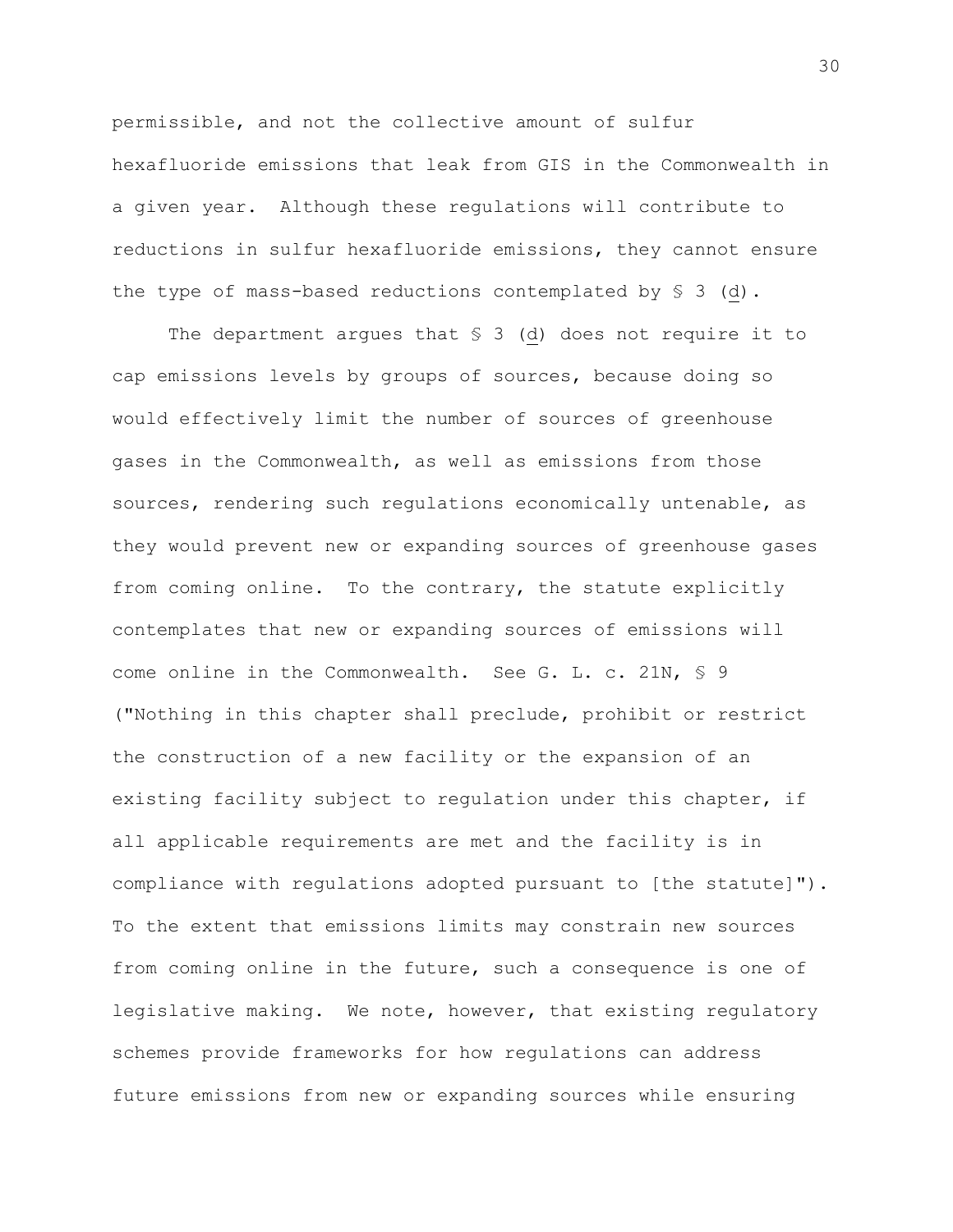permissible, and not the collective amount of sulfur hexafluoride emissions that leak from GIS in the Commonwealth in a given year. Although these regulations will contribute to reductions in sulfur hexafluoride emissions, they cannot ensure the type of mass-based reductions contemplated by § 3 (d).

The department argues that § 3 (d) does not require it to cap emissions levels by groups of sources, because doing so would effectively limit the number of sources of greenhouse gases in the Commonwealth, as well as emissions from those sources, rendering such regulations economically untenable, as they would prevent new or expanding sources of greenhouse gases from coming online. To the contrary, the statute explicitly contemplates that new or expanding sources of emissions will come online in the Commonwealth. See G. L. c. 21N, § 9 ("Nothing in this chapter shall preclude, prohibit or restrict the construction of a new facility or the expansion of an existing facility subject to regulation under this chapter, if all applicable requirements are met and the facility is in compliance with regulations adopted pursuant to [the statute]"). To the extent that emissions limits may constrain new sources from coming online in the future, such a consequence is one of legislative making. We note, however, that existing regulatory schemes provide frameworks for how regulations can address future emissions from new or expanding sources while ensuring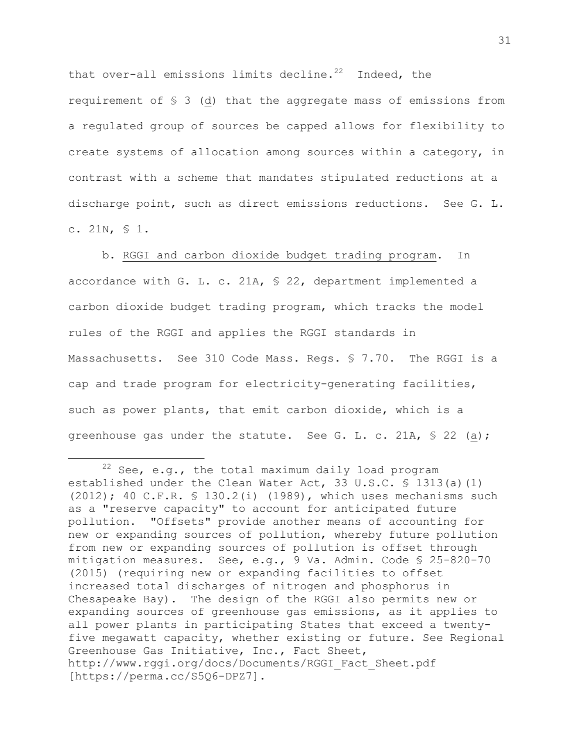that over-all emissions limits decline.[22] Indeed, the requirement of § 3 (d) that the aggregate mass of emissions from a regulated group of sources be capped allows for flexibility to create systems of allocation among sources within a category, in contrast with a scheme that mandates stipulated reductions at a discharge point, such as direct emissions reductions. See G. L. c. 21N, § 1.

b. RGGI and carbon dioxide budget trading program. In accordance with G. L. c. 21A, § 22, department implemented a carbon dioxide budget trading program, which tracks the model rules of the RGGI and applies the RGGI standards in Massachusetts. See 310 Code Mass. Regs. § 7.70. The RGGI is a cap and trade program for electricity-generating facilities, such as power plants, that emit carbon dioxide, which is a greenhouse gas under the statute. See G. L. c. 21A, § 22 (a);

---

[22] See, e.g., the total maximum daily load program established under the Clean Water Act, 33 U.S.C. § 1313(a)(1) (2012); 40 C.F.R. § 130.2(i) (1989), which uses mechanisms such as a "reserve capacity" to account for anticipated future pollution. "Offsets" provide another means of accounting for new or expanding sources of pollution, whereby future pollution from new or expanding sources of pollution is offset through mitigation measures. See, e.g., 9 Va. Admin. Code § 25-820-70 (2015) (requiring new or expanding facilities to offset increased total discharges of nitrogen and phosphorus in Chesapeake Bay). The design of the RGGI also permits new or expanding sources of greenhouse gas emissions, as it applies to all power plants in participating States that exceed a twenty-five megawatt capacity, whether existing or future. See Regional Greenhouse Gas Initiative, Inc., Fact Sheet, http://www.rggi.org/docs/Documents/RGGI_Fact_Sheet.pdf [https://perma.cc/S5Q6-DPZ7].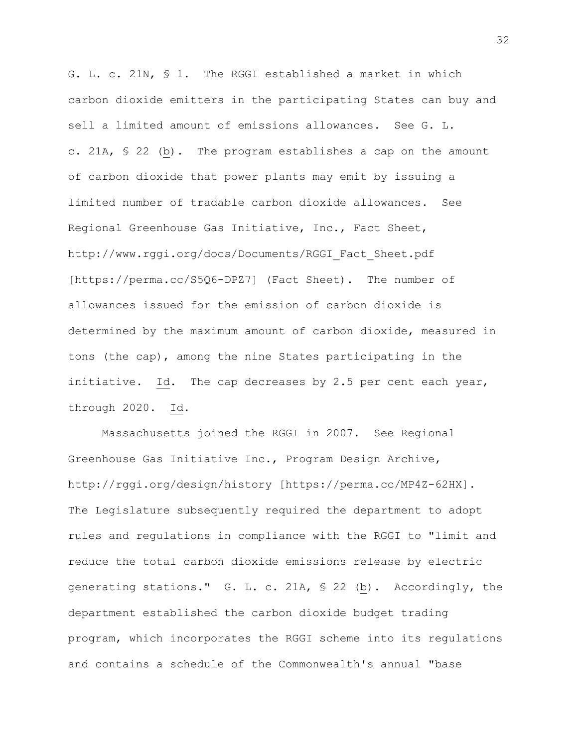G. L. c. 21N, § 1. The RGGI established a market in which carbon dioxide emitters in the participating States can buy and sell a limited amount of emissions allowances. See G. L. c. 21A, § 22 (b). The program establishes a cap on the amount of carbon dioxide that power plants may emit by issuing a limited number of tradable carbon dioxide allowances. See Regional Greenhouse Gas Initiative, Inc., Fact Sheet, http://www.rggi.org/docs/Documents/RGGI_Fact_Sheet.pdf [https://perma.cc/S5Q6-DPZ7] (Fact Sheet). The number of allowances issued for the emission of carbon dioxide is determined by the maximum amount of carbon dioxide, measured in tons (the cap), among the nine States participating in the initiative. Id. The cap decreases by 2.5 per cent each year, through 2020. Id.

Massachusetts joined the RGGI in 2007. See Regional Greenhouse Gas Initiative Inc., Program Design Archive, http://rggi.org/design/history [https://perma.cc/MP4Z-62HX]. The Legislature subsequently required the department to adopt rules and regulations in compliance with the RGGI to "limit and reduce the total carbon dioxide emissions release by electric generating stations." G. L. c. 21A, § 22 (b). Accordingly, the department established the carbon dioxide budget trading program, which incorporates the RGGI scheme into its regulations and contains a schedule of the Commonwealth's annual "base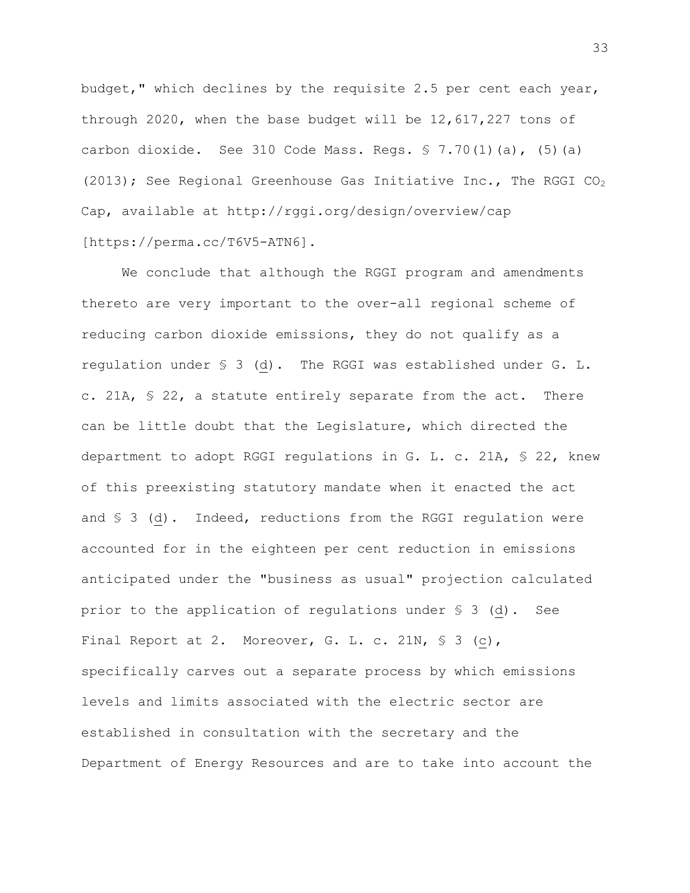budget," which declines by the requisite 2.5 per cent each year, through 2020, when the base budget will be 12,617,227 tons of carbon dioxide. See 310 Code Mass. Regs. § 7.70(1)(a), (5)(a) (2013); See Regional Greenhouse Gas Initiative Inc., The RGGI $CO_2$ Cap, available at http://rggi.org/design/overview/cap [https://perma.cc/T6V5-ATN6].

We conclude that although the RGGI program and amendments thereto are very important to the over-all regional scheme of reducing carbon dioxide emissions, they do not qualify as a regulation under § 3 (d). The RGGI was established under G. L. c. 21A, § 22, a statute entirely separate from the act. There can be little doubt that the Legislature, which directed the department to adopt RGGI regulations in G. L. c. 21A, § 22, knew of this preexisting statutory mandate when it enacted the act and § 3 (d). Indeed, reductions from the RGGI regulation were accounted for in the eighteen per cent reduction in emissions anticipated under the "business as usual" projection calculated prior to the application of regulations under § 3 (d). See Final Report at 2. Moreover, G. L. c. 21N, § 3 (c), specifically carves out a separate process by which emissions levels and limits associated with the electric sector are established in consultation with the secretary and the Department of Energy Resources and are to take into account the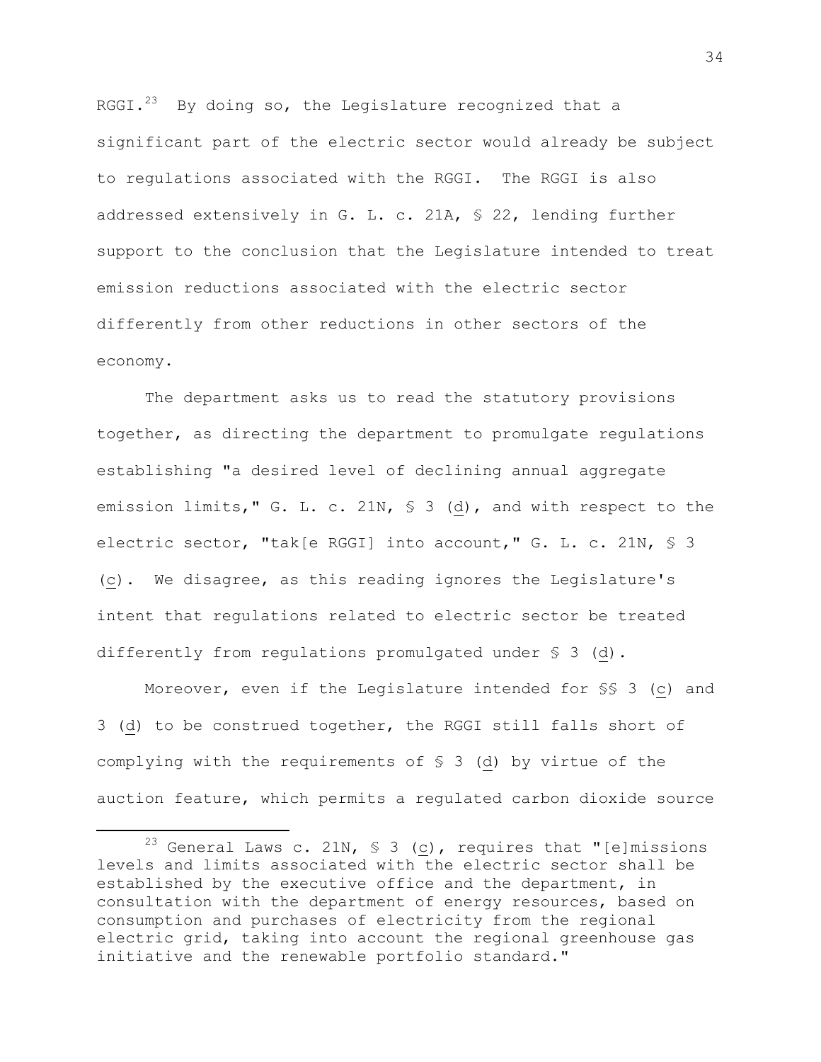RGGI.[23] By doing so, the Legislature recognized that a significant part of the electric sector would already be subject to regulations associated with the RGGI. The RGGI is also addressed extensively in G. L. c. 21A, § 22, lending further support to the conclusion that the Legislature intended to treat emission reductions associated with the electric sector differently from other reductions in other sectors of the economy.

The department asks us to read the statutory provisions together, as directing the department to promulgate regulations establishing "a desired level of declining annual aggregate emission limits," G. L. c. 21N, § 3 (d), and with respect to the electric sector, "tak[e RGGI] into account," G. L. c. 21N, § 3 (c). We disagree, as this reading ignores the Legislature's intent that regulations related to electric sector be treated differently from regulations promulgated under § 3 (d).

Moreover, even if the Legislature intended for §§ 3 (c) and 3 (d) to be construed together, the RGGI still falls short of complying with the requirements of § 3 (d) by virtue of the auction feature, which permits a regulated carbon dioxide source

---

[23] General Laws c. 21N, § 3 (c), requires that "[e]missions levels and limits associated with the electric sector shall be established by the executive office and the department, in consultation with the department of energy resources, based on consumption and purchases of electricity from the regional electric grid, taking into account the regional greenhouse gas initiative and the renewable portfolio standard."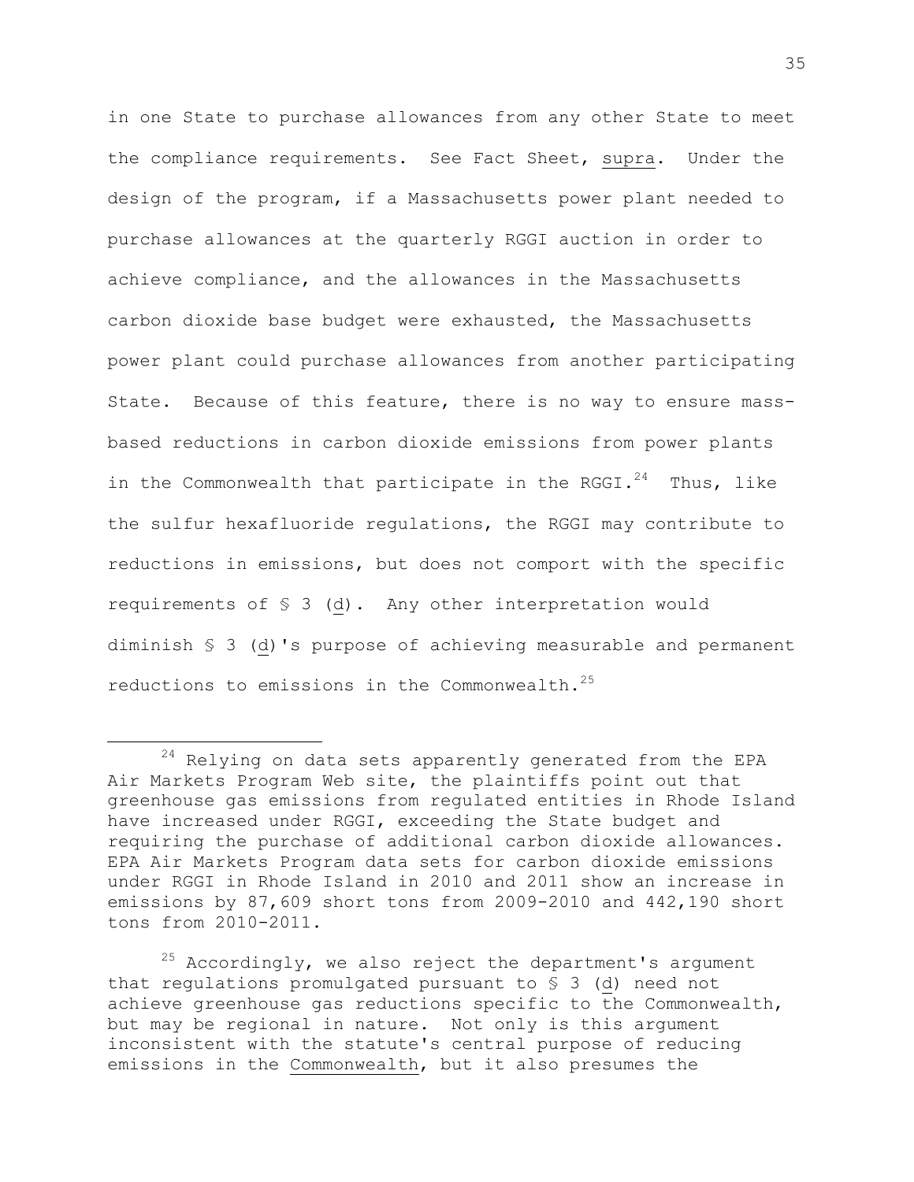in one State to purchase allowances from any other State to meet the compliance requirements. See Fact Sheet, supra. Under the design of the program, if a Massachusetts power plant needed to purchase allowances at the quarterly RGGI auction in order to achieve compliance, and the allowances in the Massachusetts carbon dioxide base budget were exhausted, the Massachusetts power plant could purchase allowances from another participating State. Because of this feature, there is no way to ensure mass-based reductions in carbon dioxide emissions from power plants in the Commonwealth that participate in the RGGI.[24] Thus, like the sulfur hexafluoride regulations, the RGGI may contribute to reductions in emissions, but does not comport with the specific requirements of § 3 (d). Any other interpretation would diminish § 3 (d)'s purpose of achieving measurable and permanent reductions to emissions in the Commonwealth.[25]

---

[24] Relying on data sets apparently generated from the EPA Air Markets Program Web site, the plaintiffs point out that greenhouse gas emissions from regulated entities in Rhode Island have increased under RGGI, exceeding the State budget and requiring the purchase of additional carbon dioxide allowances. EPA Air Markets Program data sets for carbon dioxide emissions under RGGI in Rhode Island in 2010 and 2011 show an increase in emissions by 87,609 short tons from 2009-2010 and 442,190 short tons from 2010-2011.

[25] Accordingly, we also reject the department's argument that regulations promulgated pursuant to § 3 (d) need not achieve greenhouse gas reductions specific to the Commonwealth, but may be regional in nature. Not only is this argument inconsistent with the statute's central purpose of reducing emissions in the Commonwealth, but it also presumes the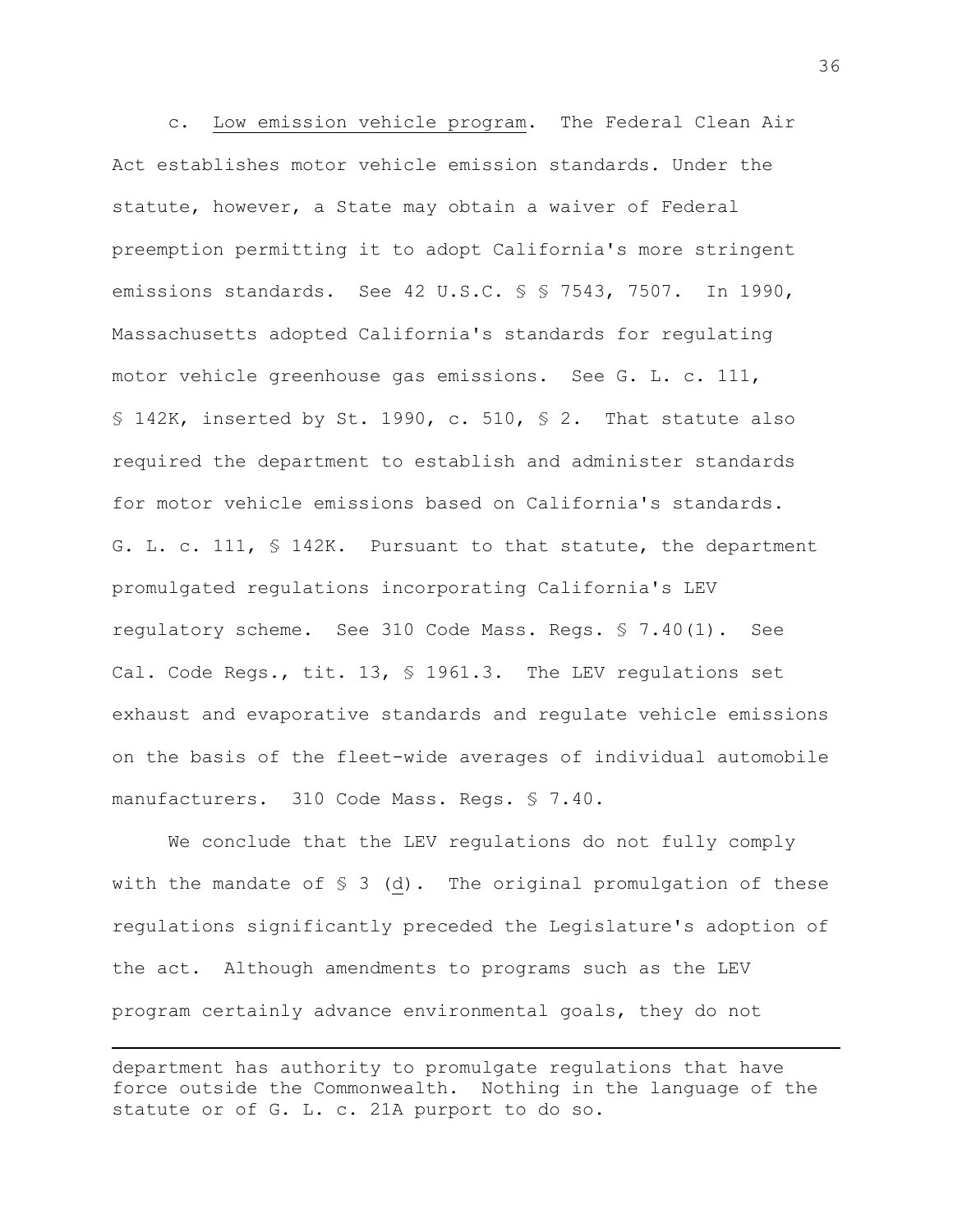c. Low emission vehicle program. The Federal Clean Air Act establishes motor vehicle emission standards. Under the statute, however, a State may obtain a waiver of Federal preemption permitting it to adopt California's more stringent emissions standards. See 42 U.S.C. § § 7543, 7507. In 1990, Massachusetts adopted California's standards for regulating motor vehicle greenhouse gas emissions. See G. L. c. 111, § 142K, inserted by St. 1990, c. 510, § 2. That statute also required the department to establish and administer standards for motor vehicle emissions based on California's standards. G. L. c. 111, § 142K. Pursuant to that statute, the department promulgated regulations incorporating California's LEV regulatory scheme. See 310 Code Mass. Regs. § 7.40(1). See Cal. Code Regs., tit. 13, § 1961.3. The LEV regulations set exhaust and evaporative standards and regulate vehicle emissions on the basis of the fleet-wide averages of individual automobile manufacturers. 310 Code Mass. Regs. § 7.40.

We conclude that the LEV regulations do not fully comply with the mandate of § 3 (d). The original promulgation of these regulations significantly preceded the Legislature's adoption of the act. Although amendments to programs such as the LEV program certainly advance environmental goals, they do not

---

department has authority to promulgate regulations that have force outside the Commonwealth. Nothing in the language of the statute or of G. L. c. 21A purport to do so.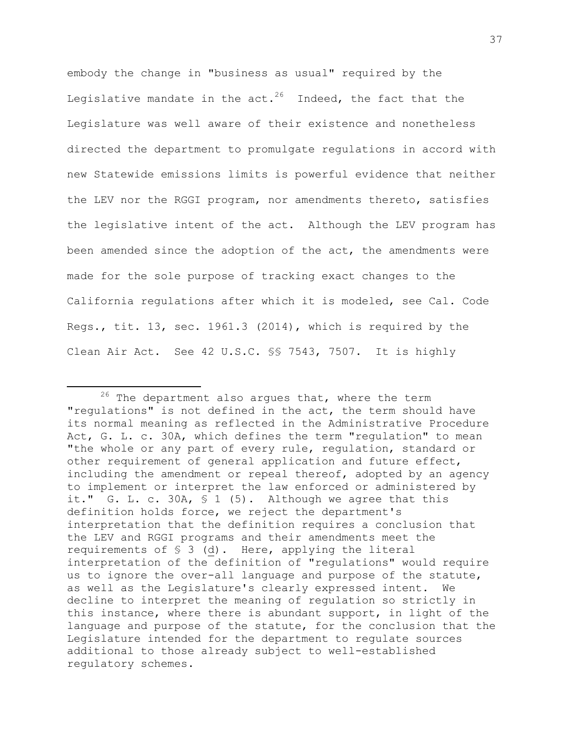embody the change in "business as usual" required by the Legislative mandate in the act.[26] Indeed, the fact that the Legislature was well aware of their existence and nonetheless directed the department to promulgate regulations in accord with new Statewide emissions limits is powerful evidence that neither the LEV nor the RGGI program, nor amendments thereto, satisfies the legislative intent of the act. Although the LEV program has been amended since the adoption of the act, the amendments were made for the sole purpose of tracking exact changes to the California regulations after which it is modeled, see Cal. Code Regs., tit. 13, sec. 1961.3 (2014), which is required by the Clean Air Act. See 42 U.S.C. §§ 7543, 7507. It is highly

---

[26] The department also argues that, where the term "regulations" is not defined in the act, the term should have its normal meaning as reflected in the Administrative Procedure Act, G. L. c. 30A, which defines the term "regulation" to mean "the whole or any part of every rule, regulation, standard or other requirement of general application and future effect, including the amendment or repeal thereof, adopted by an agency to implement or interpret the law enforced or administered by it." G. L. c. 30A, § 1 (5). Although we agree that this definition holds force, we reject the department's interpretation that the definition requires a conclusion that the LEV and RGGI programs and their amendments meet the requirements of § 3 (d). Here, applying the literal interpretation of the definition of "regulations" would require us to ignore the over-all language and purpose of the statute, as well as the Legislature's clearly expressed intent. We decline to interpret the meaning of regulation so strictly in this instance, where there is abundant support, in light of the language and purpose of the statute, for the conclusion that the Legislature intended for the department to regulate sources additional to those already subject to well-established regulatory schemes.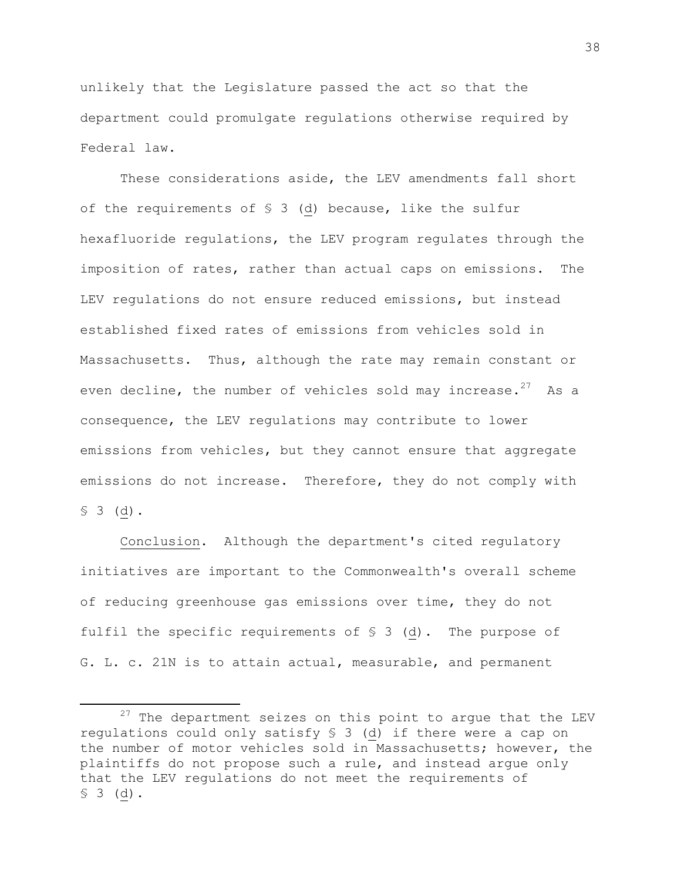unlikely that the Legislature passed the act so that the department could promulgate regulations otherwise required by Federal law.

These considerations aside, the LEV amendments fall short of the requirements of § 3 (d) because, like the sulfur hexafluoride regulations, the LEV program regulates through the imposition of rates, rather than actual caps on emissions. The LEV regulations do not ensure reduced emissions, but instead established fixed rates of emissions from vehicles sold in Massachusetts. Thus, although the rate may remain constant or even decline, the number of vehicles sold may increase.[27] As a consequence, the LEV regulations may contribute to lower emissions from vehicles, but they cannot ensure that aggregate emissions do not increase. Therefore, they do not comply with § 3 (d).

Conclusion. Although the department's cited regulatory initiatives are important to the Commonwealth's overall scheme of reducing greenhouse gas emissions over time, they do not fulfil the specific requirements of § 3 (d). The purpose of G. L. c. 21N is to attain actual, measurable, and permanent

---

[27] The department seizes on this point to argue that the LEV regulations could only satisfy § 3 (d) if there were a cap on the number of motor vehicles sold in Massachusetts; however, the plaintiffs do not propose such a rule, and instead argue only that the LEV regulations do not meet the requirements of § 3 (d).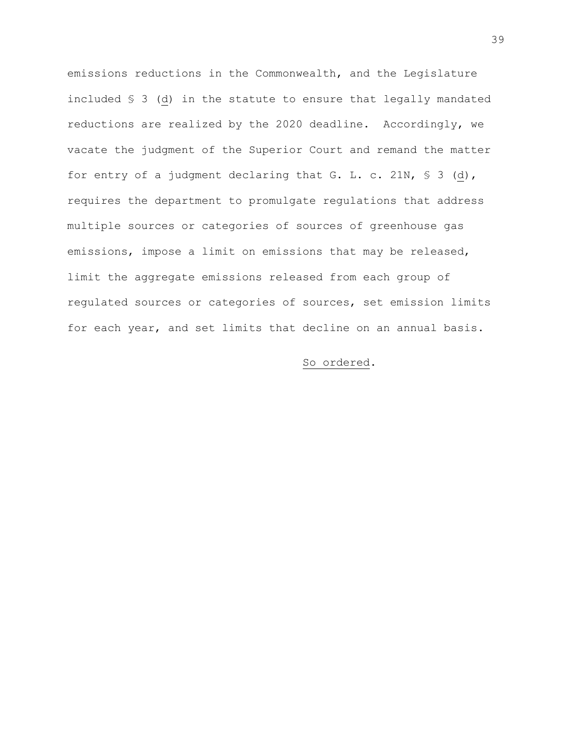emissions reductions in the Commonwealth, and the Legislature included § 3 (d) in the statute to ensure that legally mandated reductions are realized by the 2020 deadline. Accordingly, we vacate the judgment of the Superior Court and remand the matter for entry of a judgment declaring that G. L. c. 21N, § 3 (d), requires the department to promulgate regulations that address multiple sources or categories of sources of greenhouse gas emissions, impose a limit on emissions that may be released, limit the aggregate emissions released from each group of regulated sources or categories of sources, set emission limits for each year, and set limits that decline on an annual basis.

So ordered.